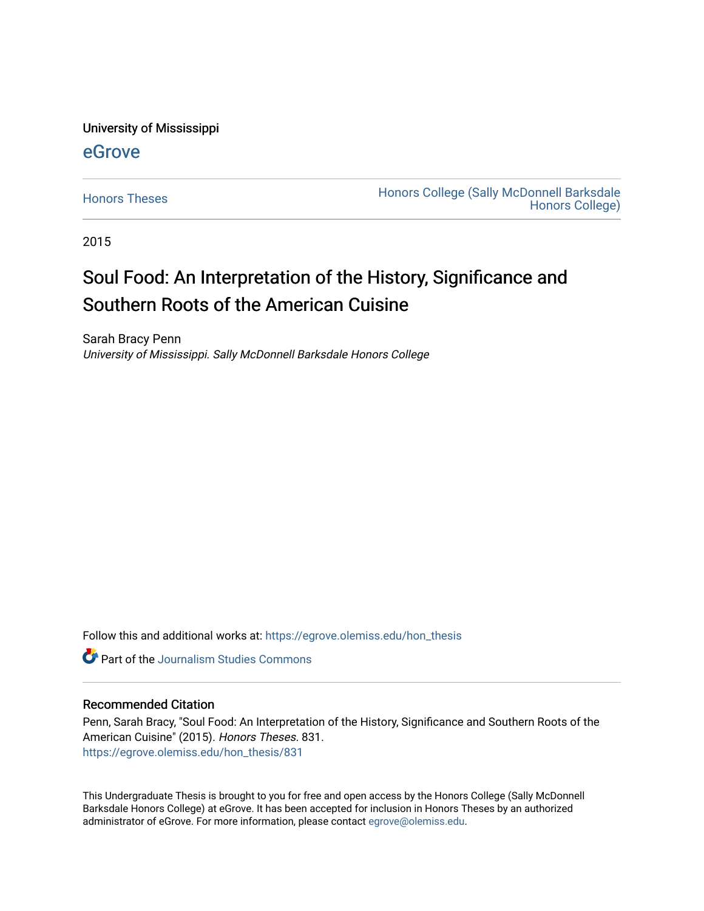University of Mississippi

eGrove

Honors Theses | Honors College (Sally McDonnell Barksdale Honors College)

2015

# Soul Food: An Interpretation of the History, Significance and Southern Roots of the American Cuisine

Sarah Bracy Penn
*University of Mississippi. Sally McDonnell Barksdale Honors College*

Follow this and additional works at: https://egrove.olemiss.edu/hon_thesis

Part of the Journalism Studies Commons

## Recommended Citation

Penn, Sarah Bracy, "Soul Food: An Interpretation of the History, Significance and Southern Roots of the American Cuisine" (2015). *Honors Theses*. 831.
https://egrove.olemiss.edu/hon_thesis/831

This Undergraduate Thesis is brought to you for free and open access by the Honors College (Sally McDonnell Barksdale Honors College) at eGrove. It has been accepted for inclusion in Honors Theses by an authorized administrator of eGrove. For more information, please contact egrove@olemiss.edu.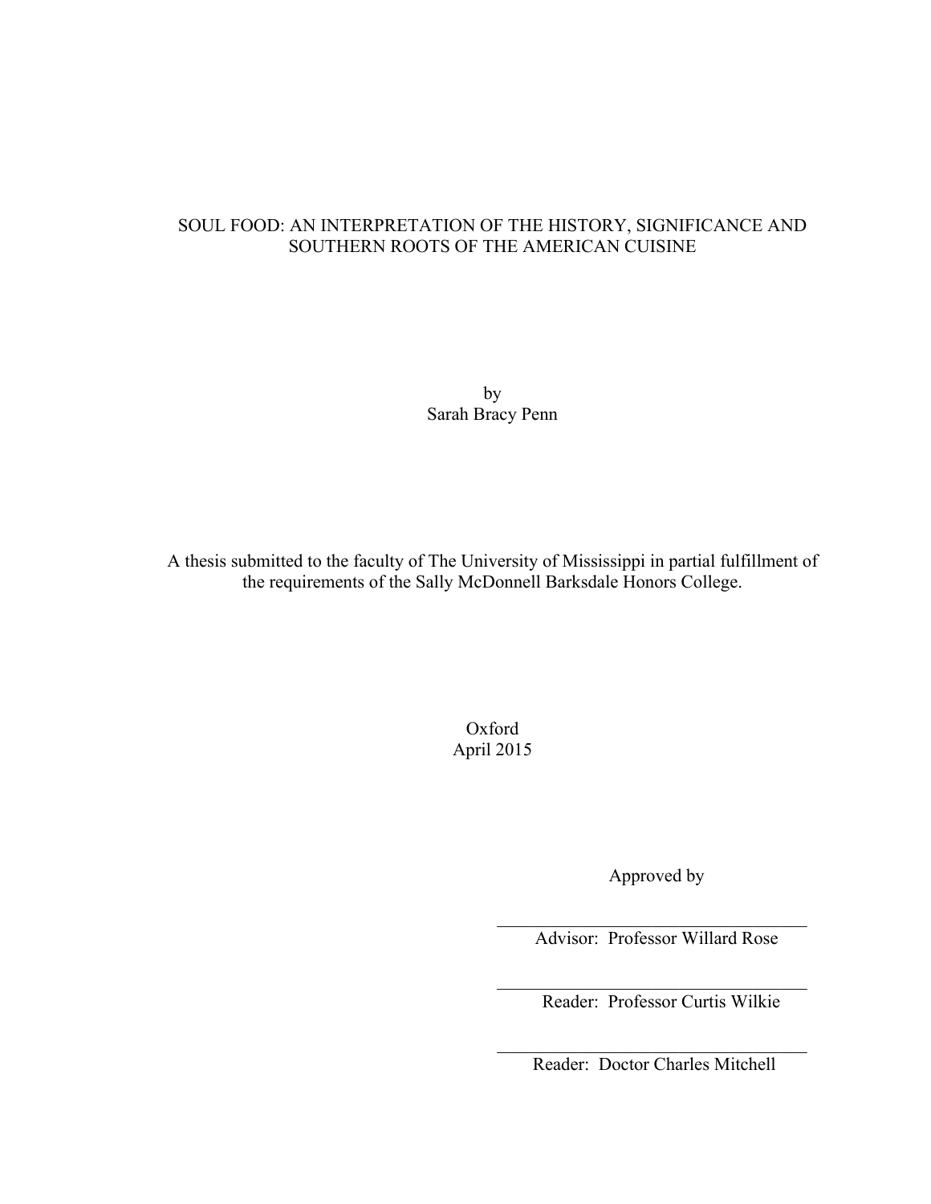# SOUL FOOD: AN INTERPRETATION OF THE HISTORY, SIGNIFICANCE AND SOUTHERN ROOTS OF THE AMERICAN CUISINE

by
Sarah Bracy Penn

A thesis submitted to the faculty of The University of Mississippi in partial fulfillment of the requirements of the Sally McDonnell Barksdale Honors College.

Oxford
April 2015

Approved by

___________________________________
Advisor: Professor Willard Rose

___________________________________
Reader: Professor Curtis Wilkie

___________________________________
Reader: Doctor Charles Mitchell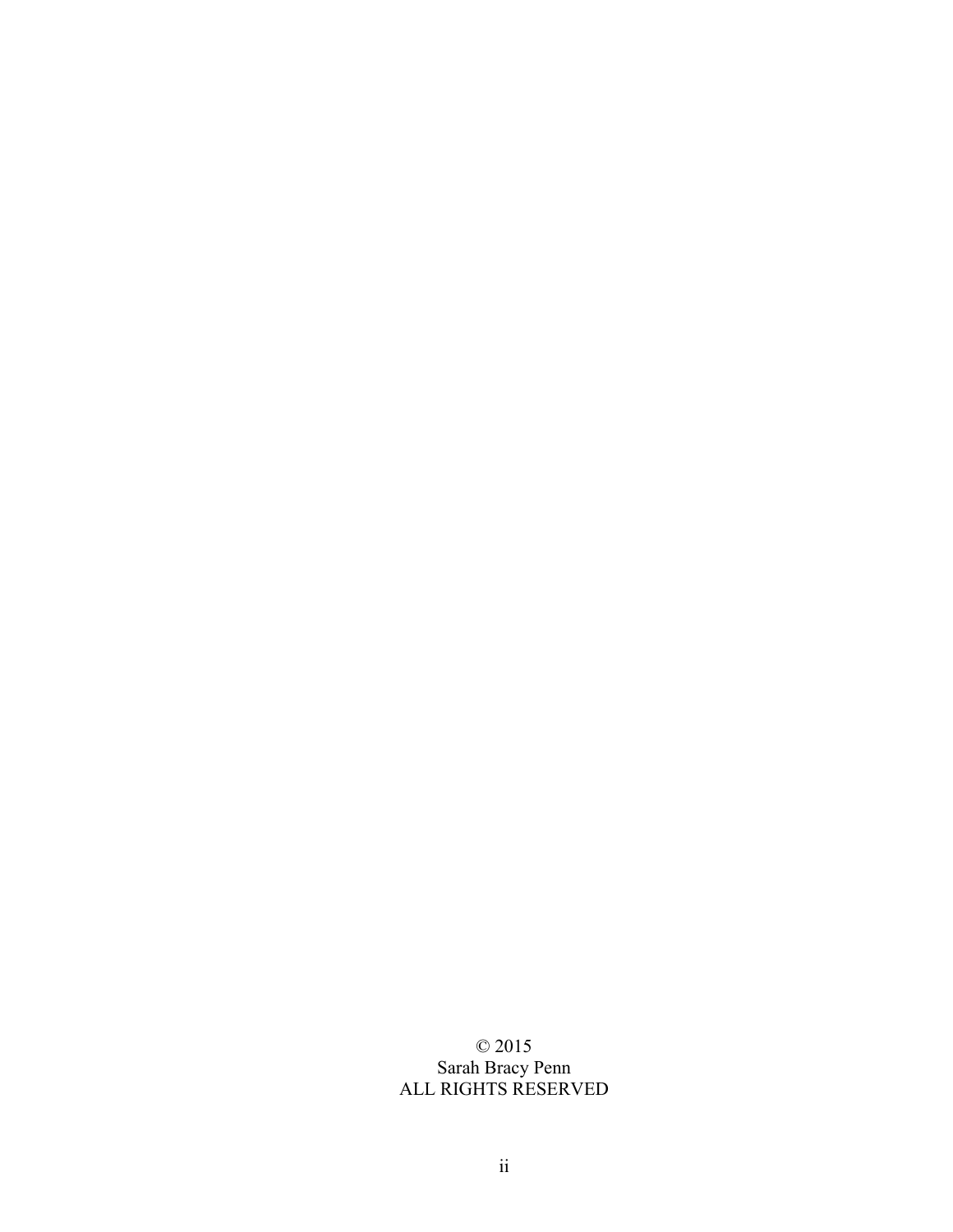© 2015
Sarah Bracy Penn
ALL RIGHTS RESERVED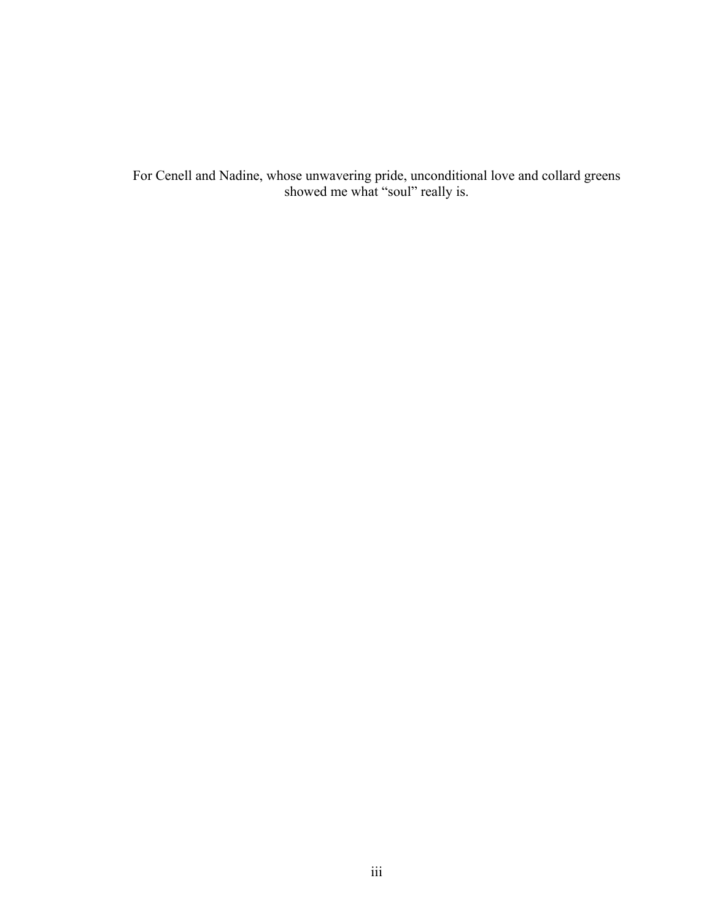For Cenell and Nadine, whose unwavering pride, unconditional love and collard greens showed me what "soul" really is.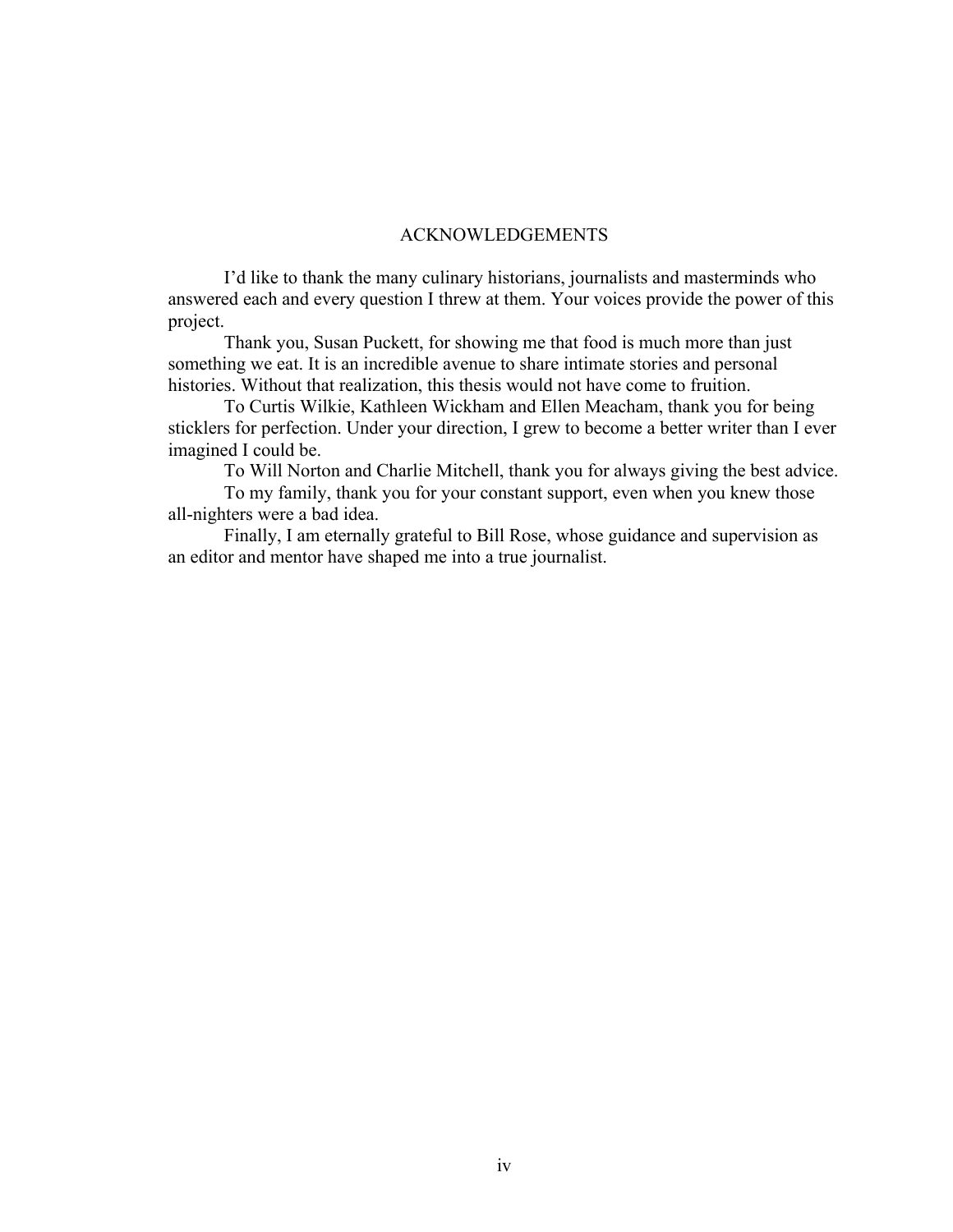## ACKNOWLEDGEMENTS

I'd like to thank the many culinary historians, journalists and masterminds who answered each and every question I threw at them. Your voices provide the power of this project.

Thank you, Susan Puckett, for showing me that food is much more than just something we eat. It is an incredible avenue to share intimate stories and personal histories. Without that realization, this thesis would not have come to fruition.

To Curtis Wilkie, Kathleen Wickham and Ellen Meacham, thank you for being sticklers for perfection. Under your direction, I grew to become a better writer than I ever imagined I could be.

To Will Norton and Charlie Mitchell, thank you for always giving the best advice.

To my family, thank you for your constant support, even when you knew those all-nighters were a bad idea.

Finally, I am eternally grateful to Bill Rose, whose guidance and supervision as an editor and mentor have shaped me into a true journalist.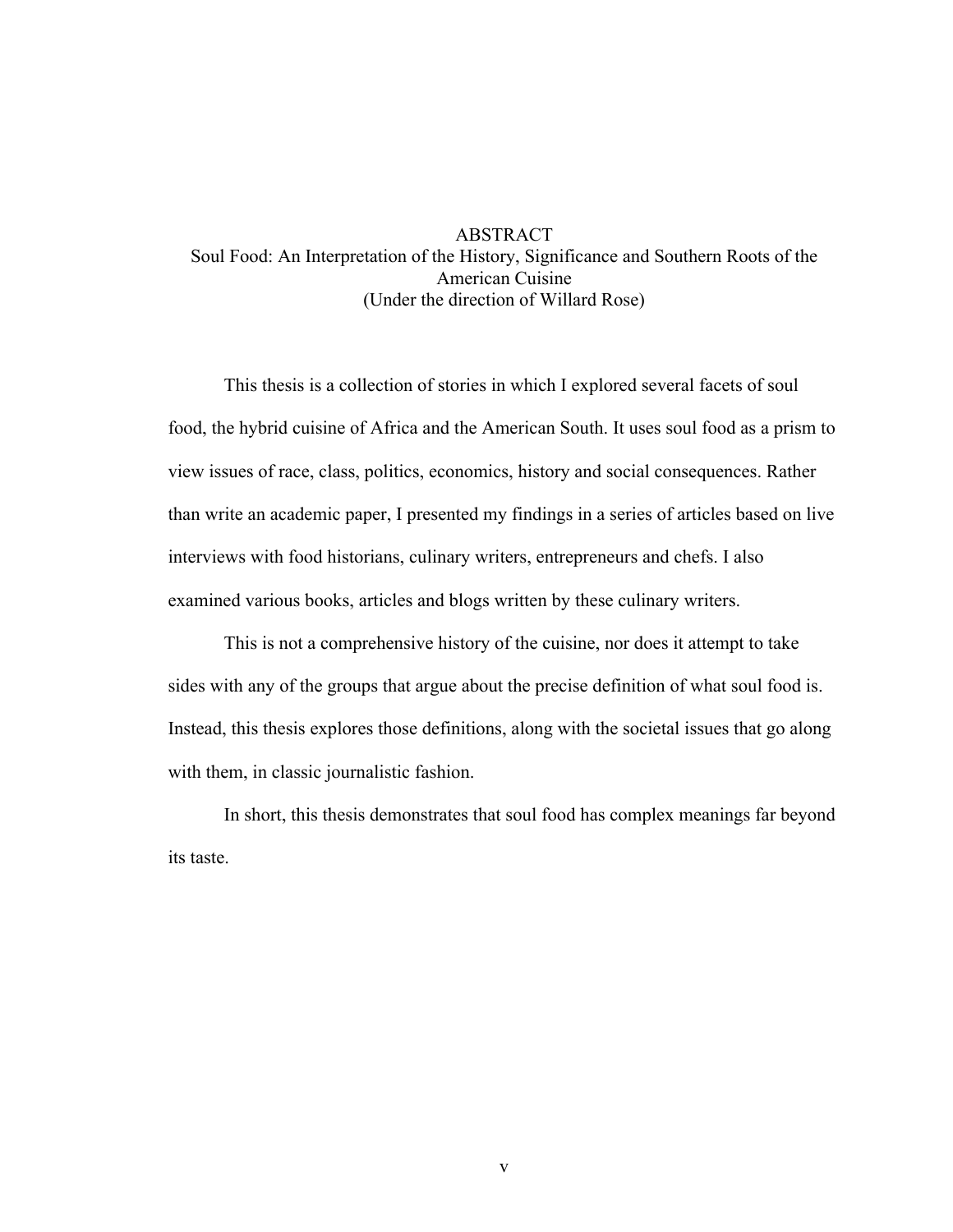# ABSTRACT

## Soul Food: An Interpretation of the History, Significance and Southern Roots of the American Cuisine

(Under the direction of Willard Rose)

This thesis is a collection of stories in which I explored several facets of soul food, the hybrid cuisine of Africa and the American South. It uses soul food as a prism to view issues of race, class, politics, economics, history and social consequences. Rather than write an academic paper, I presented my findings in a series of articles based on live interviews with food historians, culinary writers, entrepreneurs and chefs. I also examined various books, articles and blogs written by these culinary writers.

This is not a comprehensive history of the cuisine, nor does it attempt to take sides with any of the groups that argue about the precise definition of what soul food is. Instead, this thesis explores those definitions, along with the societal issues that go along with them, in classic journalistic fashion.

In short, this thesis demonstrates that soul food has complex meanings far beyond its taste.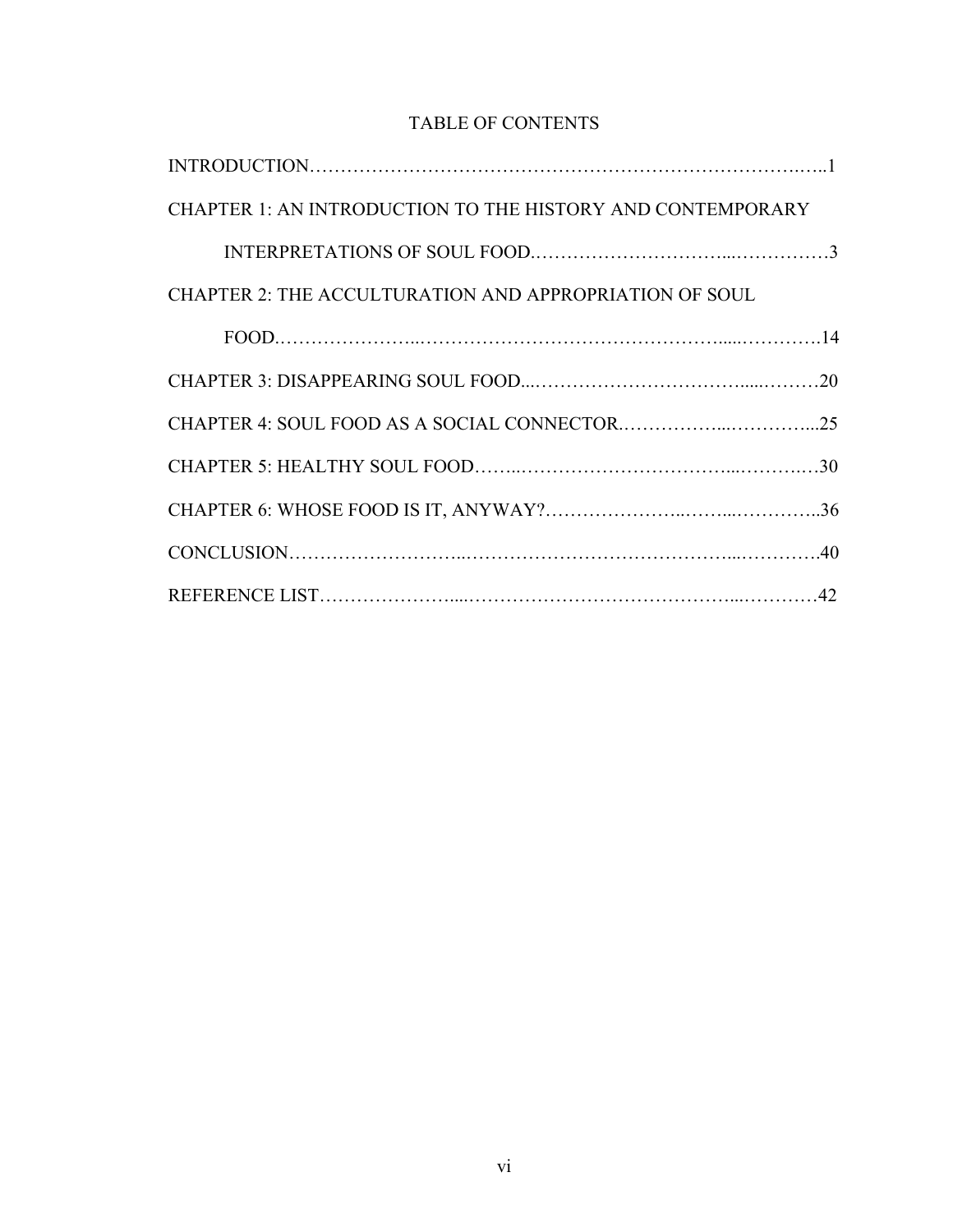# TABLE OF CONTENTS

INTRODUCTION……………………………………………………………………….…..1

CHAPTER 1: AN INTRODUCTION TO THE HISTORY AND CONTEMPORARY INTERPRETATIONS OF SOUL FOOD.…………………………...……………3

CHAPTER 2: THE ACCULTURATION AND APPROPRIATION OF SOUL FOOD.…………………..…………………………………………....………….14

CHAPTER 3: DISAPPEARING SOUL FOOD...…………………………….....………20

CHAPTER 4: SOUL FOOD AS A SOCIAL CONNECTOR.……………...…………...25

CHAPTER 5: HEALTHY SOUL FOOD……..……………………………...………..…30

CHAPTER 6: WHOSE FOOD IS IT, ANYWAY?…………………..……...…………..36

CONCLUSION……………………..……………………………………...………….40

REFERENCE LIST…………………....……….……………………………...…………42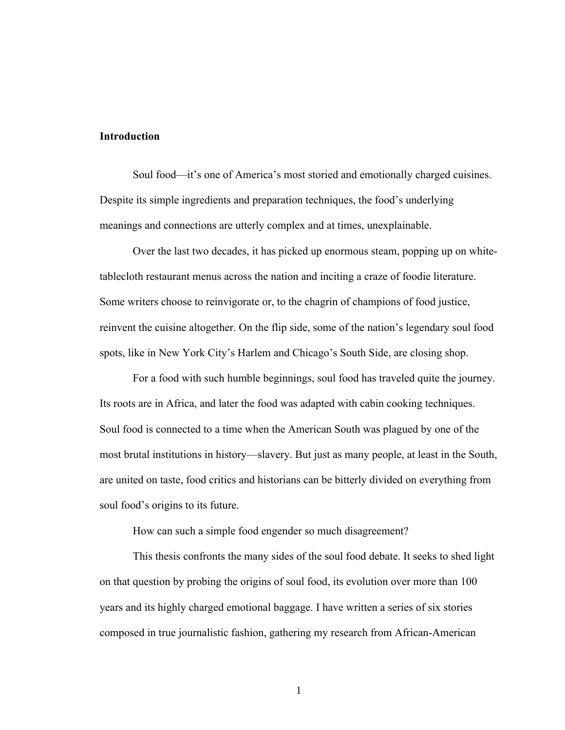## Introduction

Soul food—it's one of America's most storied and emotionally charged cuisines. Despite its simple ingredients and preparation techniques, the food's underlying meanings and connections are utterly complex and at times, unexplainable.

Over the last two decades, it has picked up enormous steam, popping up on white-tablecloth restaurant menus across the nation and inciting a craze of foodie literature. Some writers choose to reinvigorate or, to the chagrin of champions of food justice, reinvent the cuisine altogether. On the flip side, some of the nation's legendary soul food spots, like in New York City's Harlem and Chicago's South Side, are closing shop.

For a food with such humble beginnings, soul food has traveled quite the journey. Its roots are in Africa, and later the food was adapted with cabin cooking techniques. Soul food is connected to a time when the American South was plagued by one of the most brutal institutions in history—slavery. But just as many people, at least in the South, are united on taste, food critics and historians can be bitterly divided on everything from soul food's origins to its future.

How can such a simple food engender so much disagreement?

This thesis confronts the many sides of the soul food debate. It seeks to shed light on that question by probing the origins of soul food, its evolution over more than 100 years and its highly charged emotional baggage. I have written a series of six stories composed in true journalistic fashion, gathering my research from African-American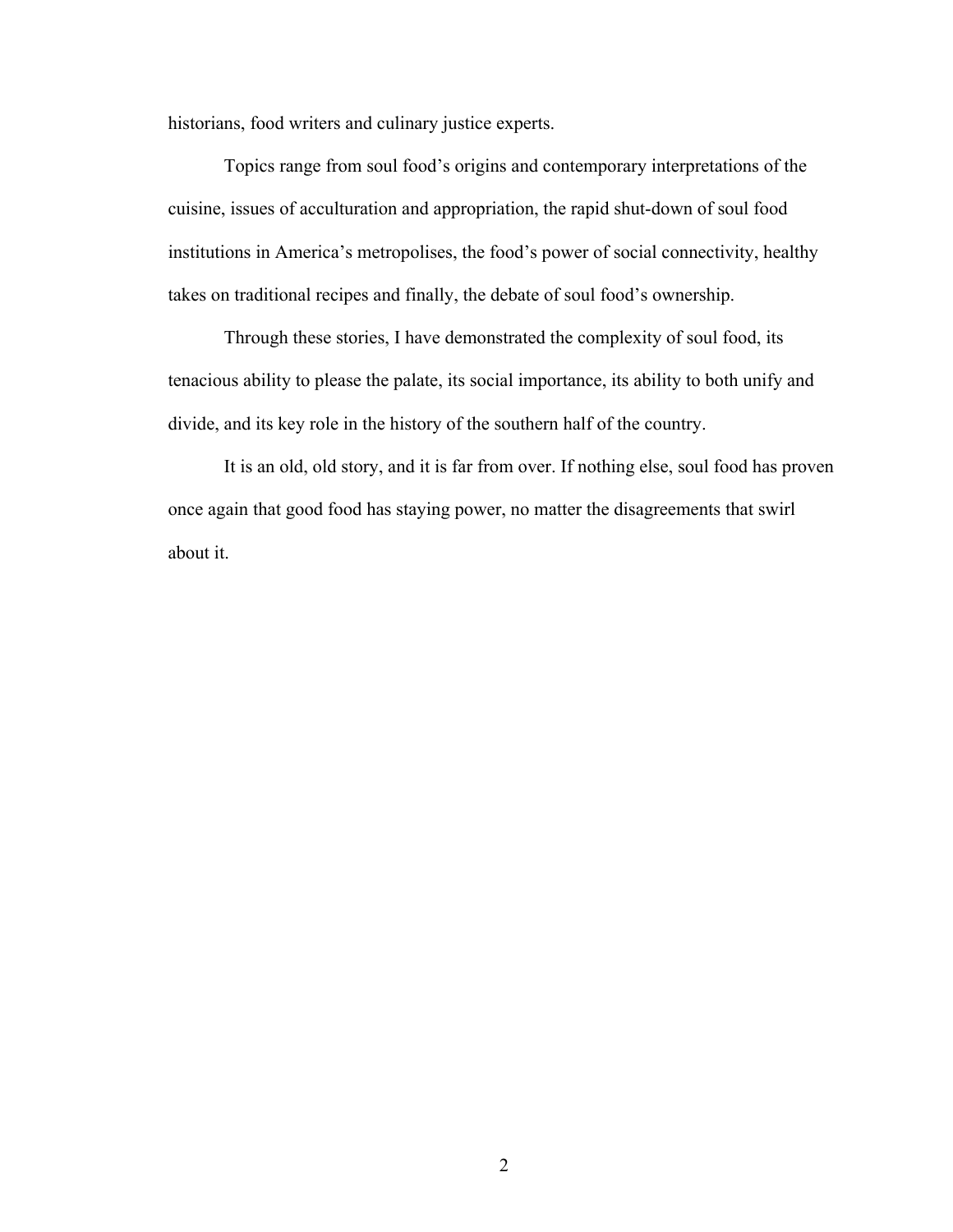historians, food writers and culinary justice experts.

Topics range from soul food's origins and contemporary interpretations of the cuisine, issues of acculturation and appropriation, the rapid shut-down of soul food institutions in America's metropolises, the food's power of social connectivity, healthy takes on traditional recipes and finally, the debate of soul food's ownership.

Through these stories, I have demonstrated the complexity of soul food, its tenacious ability to please the palate, its social importance, its ability to both unify and divide, and its key role in the history of the southern half of the country.

It is an old, old story, and it is far from over. If nothing else, soul food has proven once again that good food has staying power, no matter the disagreements that swirl about it.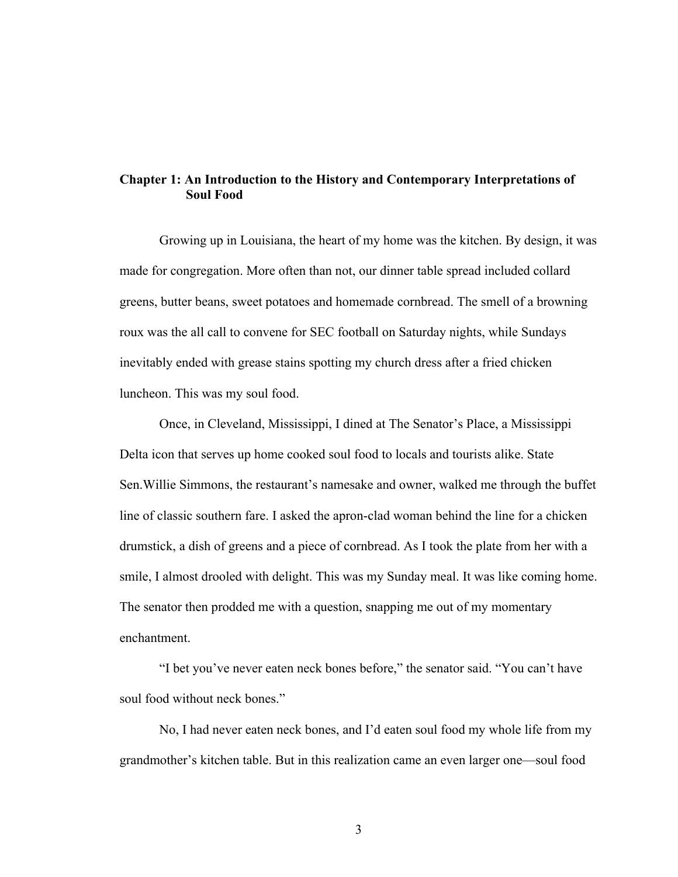## Chapter 1: An Introduction to the History and Contemporary Interpretations of Soul Food

Growing up in Louisiana, the heart of my home was the kitchen. By design, it was made for congregation. More often than not, our dinner table spread included collard greens, butter beans, sweet potatoes and homemade cornbread. The smell of a browning roux was the all call to convene for SEC football on Saturday nights, while Sundays inevitably ended with grease stains spotting my church dress after a fried chicken luncheon. This was my soul food.

Once, in Cleveland, Mississippi, I dined at The Senator's Place, a Mississippi Delta icon that serves up home cooked soul food to locals and tourists alike. State Sen.Willie Simmons, the restaurant's namesake and owner, walked me through the buffet line of classic southern fare. I asked the apron-clad woman behind the line for a chicken drumstick, a dish of greens and a piece of cornbread. As I took the plate from her with a smile, I almost drooled with delight. This was my Sunday meal. It was like coming home. The senator then prodded me with a question, snapping me out of my momentary enchantment.

"I bet you've never eaten neck bones before," the senator said. "You can't have soul food without neck bones."

No, I had never eaten neck bones, and I'd eaten soul food my whole life from my grandmother's kitchen table. But in this realization came an even larger one—soul food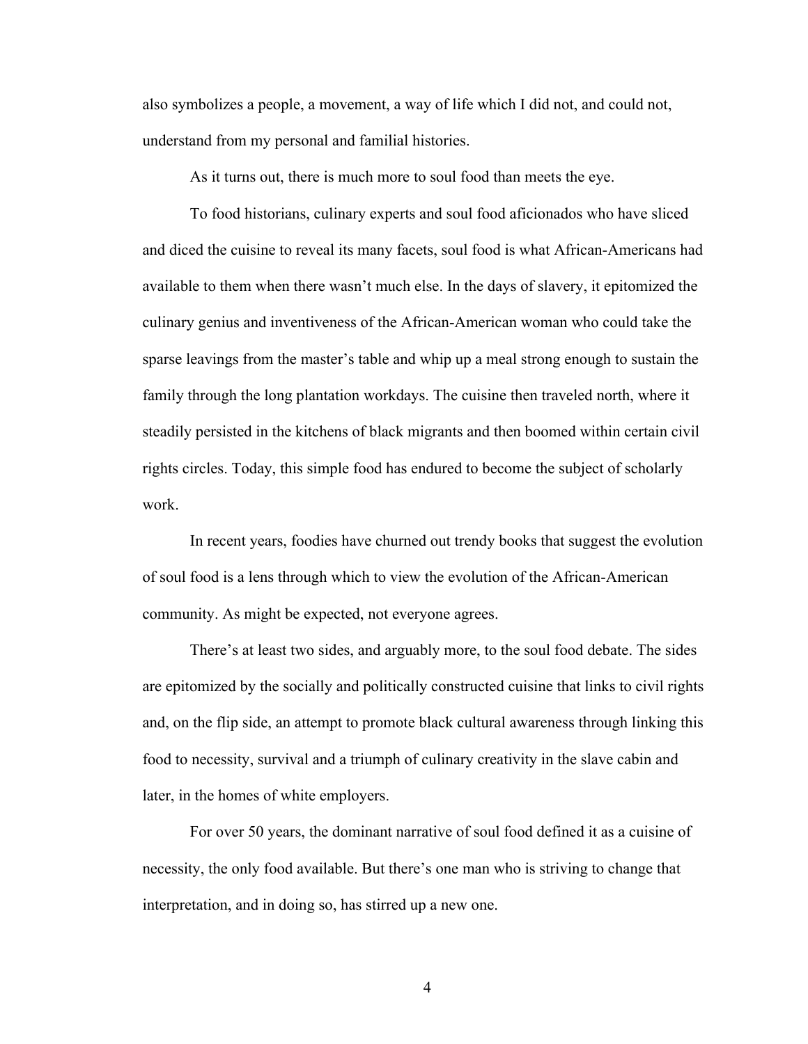also symbolizes a people, a movement, a way of life which I did not, and could not, understand from my personal and familial histories.

As it turns out, there is much more to soul food than meets the eye.

To food historians, culinary experts and soul food aficionados who have sliced and diced the cuisine to reveal its many facets, soul food is what African-Americans had available to them when there wasn't much else. In the days of slavery, it epitomized the culinary genius and inventiveness of the African-American woman who could take the sparse leavings from the master's table and whip up a meal strong enough to sustain the family through the long plantation workdays. The cuisine then traveled north, where it steadily persisted in the kitchens of black migrants and then boomed within certain civil rights circles. Today, this simple food has endured to become the subject of scholarly work.

In recent years, foodies have churned out trendy books that suggest the evolution of soul food is a lens through which to view the evolution of the African-American community. As might be expected, not everyone agrees.

There's at least two sides, and arguably more, to the soul food debate. The sides are epitomized by the socially and politically constructed cuisine that links to civil rights and, on the flip side, an attempt to promote black cultural awareness through linking this food to necessity, survival and a triumph of culinary creativity in the slave cabin and later, in the homes of white employers.

For over 50 years, the dominant narrative of soul food defined it as a cuisine of necessity, the only food available. But there's one man who is striving to change that interpretation, and in doing so, has stirred up a new one.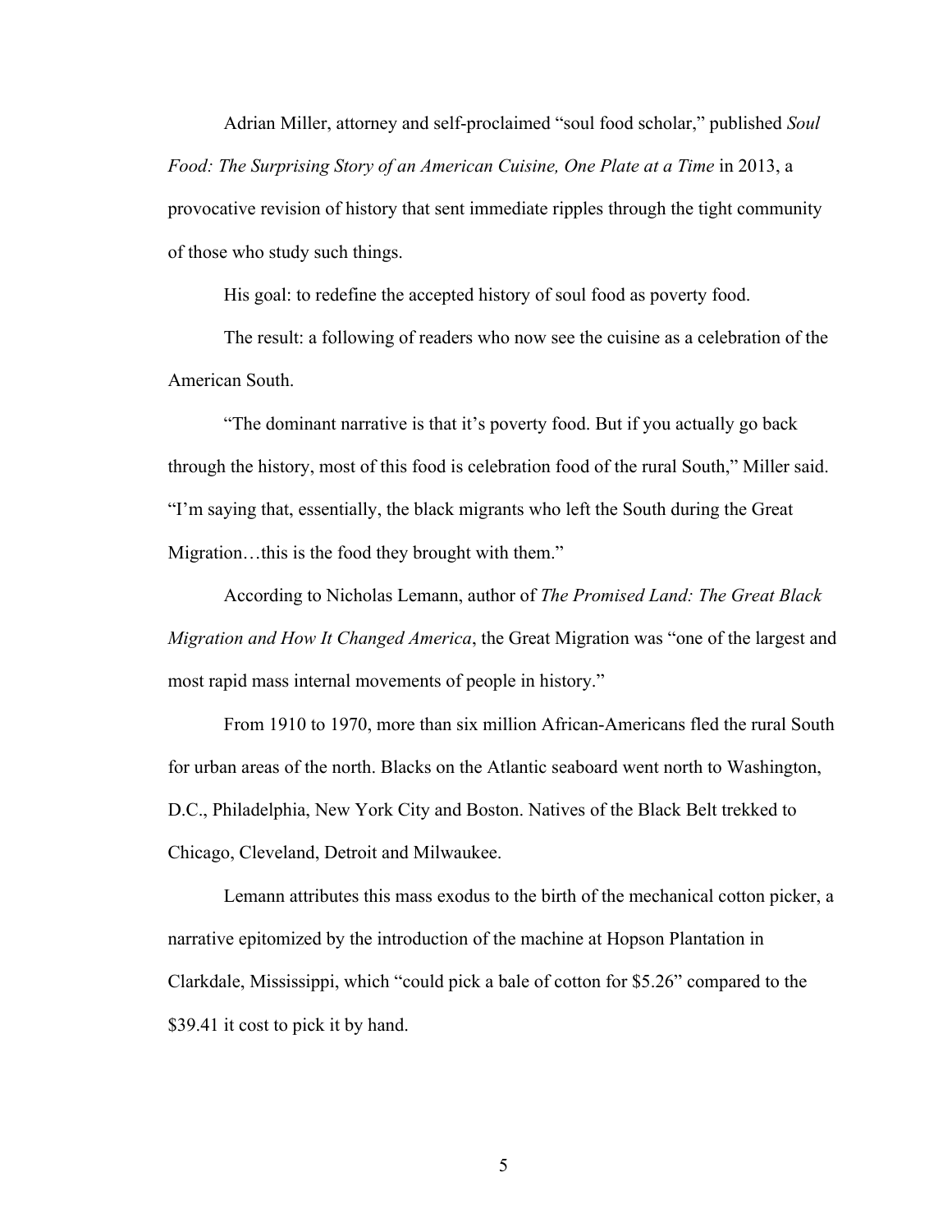Adrian Miller, attorney and self-proclaimed "soul food scholar," published *Soul Food: The Surprising Story of an American Cuisine, One Plate at a Time* in 2013, a provocative revision of history that sent immediate ripples through the tight community of those who study such things.

His goal: to redefine the accepted history of soul food as poverty food.

The result: a following of readers who now see the cuisine as a celebration of the American South.

"The dominant narrative is that it's poverty food. But if you actually go back through the history, most of this food is celebration food of the rural South," Miller said. "I'm saying that, essentially, the black migrants who left the South during the Great Migration…this is the food they brought with them."

According to Nicholas Lemann, author of *The Promised Land: The Great Black Migration and How It Changed America*, the Great Migration was "one of the largest and most rapid mass internal movements of people in history."

From 1910 to 1970, more than six million African-Americans fled the rural South for urban areas of the north. Blacks on the Atlantic seaboard went north to Washington, D.C., Philadelphia, New York City and Boston. Natives of the Black Belt trekked to Chicago, Cleveland, Detroit and Milwaukee.

Lemann attributes this mass exodus to the birth of the mechanical cotton picker, a narrative epitomized by the introduction of the machine at Hopson Plantation in Clarkdale, Mississippi, which "could pick a bale of cotton for $5.26" compared to the $39.41 it cost to pick it by hand.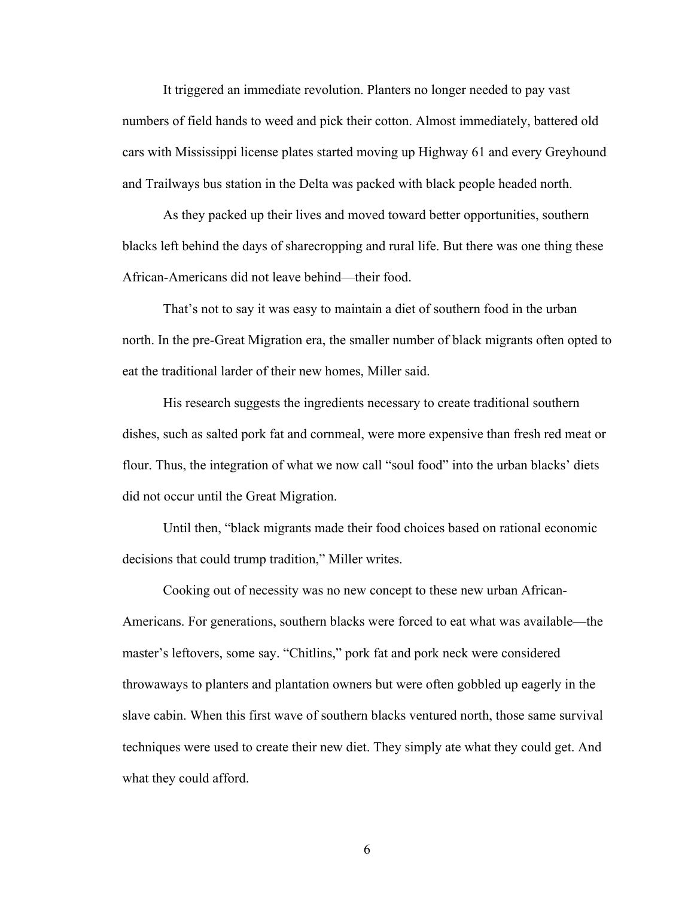It triggered an immediate revolution. Planters no longer needed to pay vast numbers of field hands to weed and pick their cotton. Almost immediately, battered old cars with Mississippi license plates started moving up Highway 61 and every Greyhound and Trailways bus station in the Delta was packed with black people headed north.

As they packed up their lives and moved toward better opportunities, southern blacks left behind the days of sharecropping and rural life. But there was one thing these African-Americans did not leave behind—their food.

That's not to say it was easy to maintain a diet of southern food in the urban north. In the pre-Great Migration era, the smaller number of black migrants often opted to eat the traditional larder of their new homes, Miller said.

His research suggests the ingredients necessary to create traditional southern dishes, such as salted pork fat and cornmeal, were more expensive than fresh red meat or flour. Thus, the integration of what we now call "soul food" into the urban blacks' diets did not occur until the Great Migration.

Until then, "black migrants made their food choices based on rational economic decisions that could trump tradition," Miller writes.

Cooking out of necessity was no new concept to these new urban African-Americans. For generations, southern blacks were forced to eat what was available—the master's leftovers, some say. "Chitlins," pork fat and pork neck were considered throwaways to planters and plantation owners but were often gobbled up eagerly in the slave cabin. When this first wave of southern blacks ventured north, those same survival techniques were used to create their new diet. They simply ate what they could get. And what they could afford.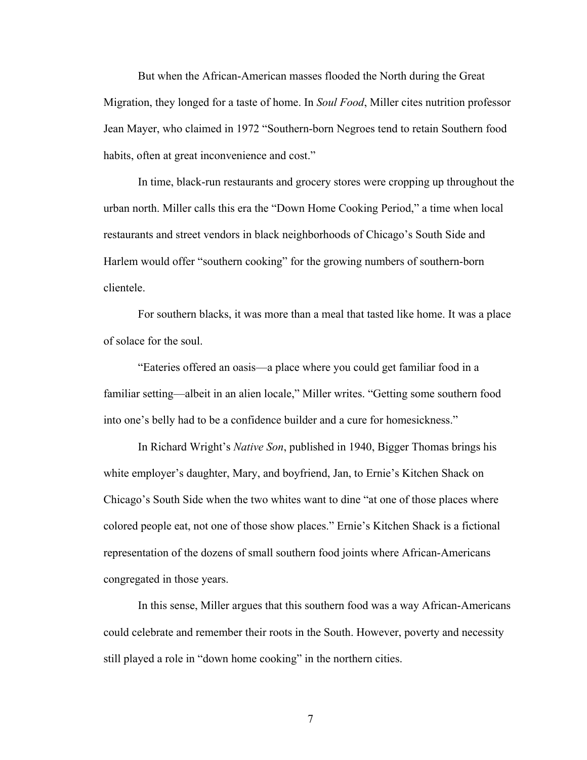But when the African-American masses flooded the North during the Great Migration, they longed for a taste of home. In *Soul Food*, Miller cites nutrition professor Jean Mayer, who claimed in 1972 "Southern-born Negroes tend to retain Southern food habits, often at great inconvenience and cost."

In time, black-run restaurants and grocery stores were cropping up throughout the urban north. Miller calls this era the "Down Home Cooking Period," a time when local restaurants and street vendors in black neighborhoods of Chicago's South Side and Harlem would offer "southern cooking" for the growing numbers of southern-born clientele.

For southern blacks, it was more than a meal that tasted like home. It was a place of solace for the soul.

"Eateries offered an oasis—a place where you could get familiar food in a familiar setting—albeit in an alien locale," Miller writes. "Getting some southern food into one's belly had to be a confidence builder and a cure for homesickness."

In Richard Wright's *Native Son*, published in 1940, Bigger Thomas brings his white employer's daughter, Mary, and boyfriend, Jan, to Ernie's Kitchen Shack on Chicago's South Side when the two whites want to dine "at one of those places where colored people eat, not one of those show places." Ernie's Kitchen Shack is a fictional representation of the dozens of small southern food joints where African-Americans congregated in those years.

In this sense, Miller argues that this southern food was a way African-Americans could celebrate and remember their roots in the South. However, poverty and necessity still played a role in "down home cooking" in the northern cities.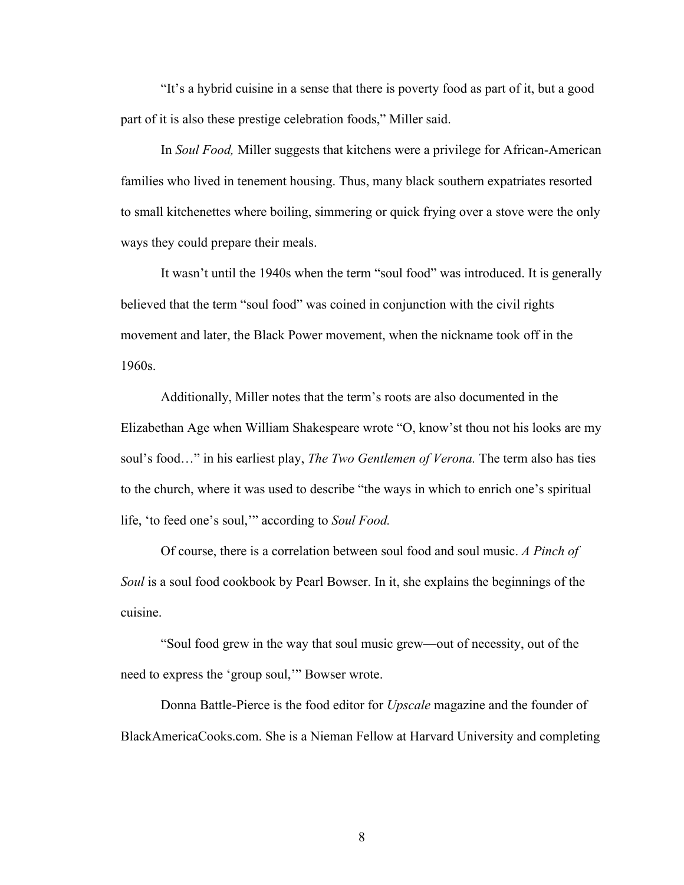"It's a hybrid cuisine in a sense that there is poverty food as part of it, but a good part of it is also these prestige celebration foods," Miller said.

In *Soul Food,* Miller suggests that kitchens were a privilege for African-American families who lived in tenement housing. Thus, many black southern expatriates resorted to small kitchenettes where boiling, simmering or quick frying over a stove were the only ways they could prepare their meals.

It wasn't until the 1940s when the term "soul food" was introduced. It is generally believed that the term "soul food" was coined in conjunction with the civil rights movement and later, the Black Power movement, when the nickname took off in the 1960s.

Additionally, Miller notes that the term's roots are also documented in the Elizabethan Age when William Shakespeare wrote "O, know'st thou not his looks are my soul's food…" in his earliest play, *The Two Gentlemen of Verona.* The term also has ties to the church, where it was used to describe "the ways in which to enrich one's spiritual life, 'to feed one's soul,'" according to *Soul Food.*

Of course, there is a correlation between soul food and soul music. *A Pinch of Soul* is a soul food cookbook by Pearl Bowser. In it, she explains the beginnings of the cuisine.

"Soul food grew in the way that soul music grew—out of necessity, out of the need to express the 'group soul,'" Bowser wrote.

Donna Battle-Pierce is the food editor for *Upscale* magazine and the founder of BlackAmericaCooks.com. She is a Nieman Fellow at Harvard University and completing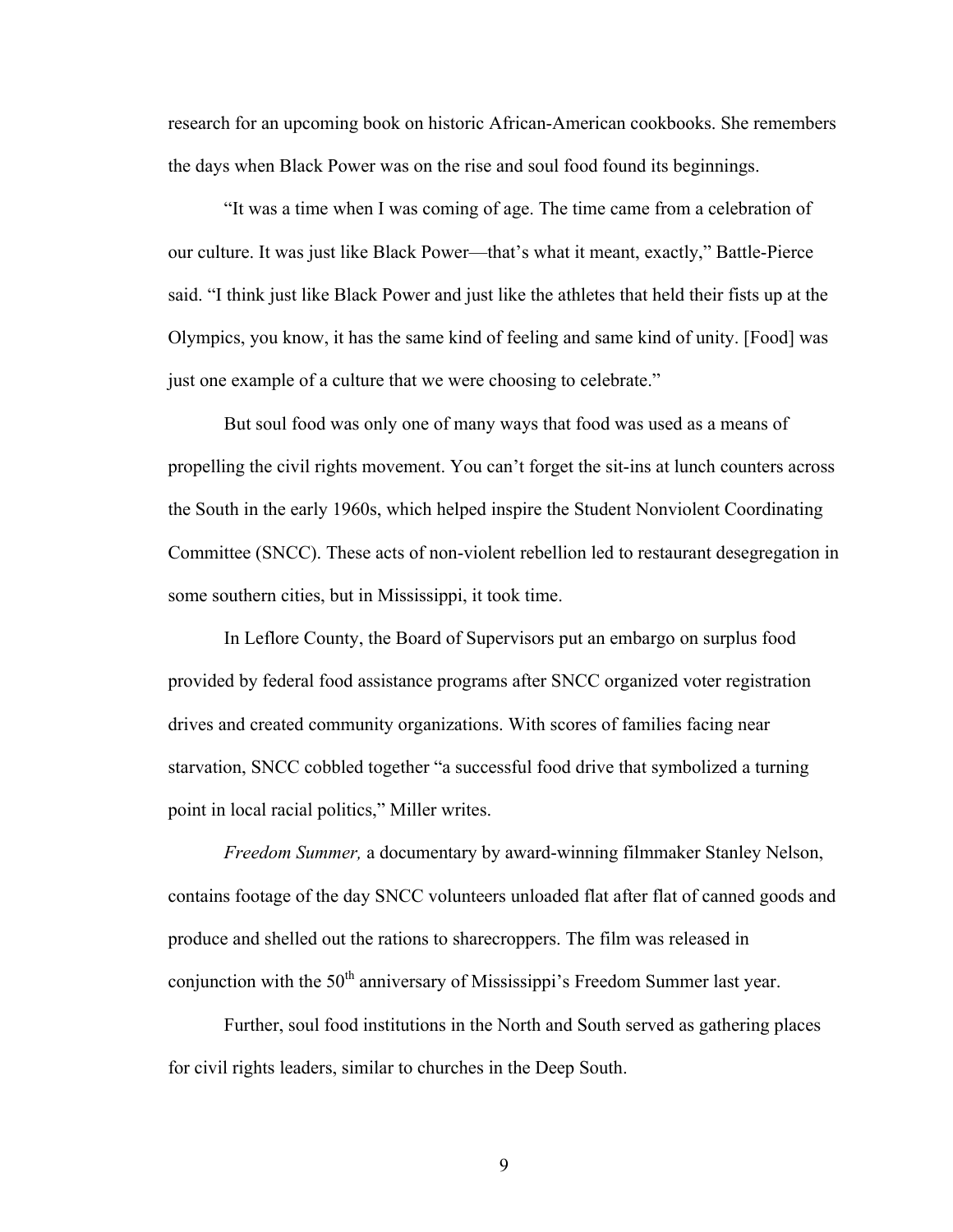research for an upcoming book on historic African-American cookbooks. She remembers the days when Black Power was on the rise and soul food found its beginnings.

"It was a time when I was coming of age. The time came from a celebration of our culture. It was just like Black Power—that's what it meant, exactly," Battle-Pierce said. "I think just like Black Power and just like the athletes that held their fists up at the Olympics, you know, it has the same kind of feeling and same kind of unity. [Food] was just one example of a culture that we were choosing to celebrate."

But soul food was only one of many ways that food was used as a means of propelling the civil rights movement. You can't forget the sit-ins at lunch counters across the South in the early 1960s, which helped inspire the Student Nonviolent Coordinating Committee (SNCC). These acts of non-violent rebellion led to restaurant desegregation in some southern cities, but in Mississippi, it took time.

In Leflore County, the Board of Supervisors put an embargo on surplus food provided by federal food assistance programs after SNCC organized voter registration drives and created community organizations. With scores of families facing near starvation, SNCC cobbled together "a successful food drive that symbolized a turning point in local racial politics," Miller writes.

*Freedom Summer,* a documentary by award-winning filmmaker Stanley Nelson, contains footage of the day SNCC volunteers unloaded flat after flat of canned goods and produce and shelled out the rations to sharecroppers. The film was released in conjunction with the 50th anniversary of Mississippi's Freedom Summer last year.

Further, soul food institutions in the North and South served as gathering places for civil rights leaders, similar to churches in the Deep South.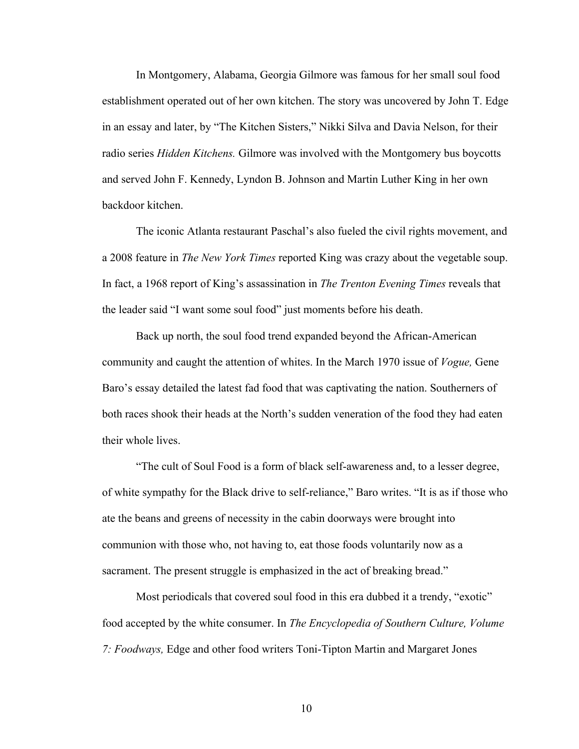In Montgomery, Alabama, Georgia Gilmore was famous for her small soul food establishment operated out of her own kitchen. The story was uncovered by John T. Edge in an essay and later, by "The Kitchen Sisters," Nikki Silva and Davia Nelson, for their radio series *Hidden Kitchens.* Gilmore was involved with the Montgomery bus boycotts and served John F. Kennedy, Lyndon B. Johnson and Martin Luther King in her own backdoor kitchen.

The iconic Atlanta restaurant Paschal's also fueled the civil rights movement, and a 2008 feature in *The New York Times* reported King was crazy about the vegetable soup. In fact, a 1968 report of King's assassination in *The Trenton Evening Times* reveals that the leader said "I want some soul food" just moments before his death.

Back up north, the soul food trend expanded beyond the African-American community and caught the attention of whites. In the March 1970 issue of *Vogue,* Gene Baro's essay detailed the latest fad food that was captivating the nation. Southerners of both races shook their heads at the North's sudden veneration of the food they had eaten their whole lives.

"The cult of Soul Food is a form of black self-awareness and, to a lesser degree, of white sympathy for the Black drive to self-reliance," Baro writes. "It is as if those who ate the beans and greens of necessity in the cabin doorways were brought into communion with those who, not having to, eat those foods voluntarily now as a sacrament. The present struggle is emphasized in the act of breaking bread."

Most periodicals that covered soul food in this era dubbed it a trendy, "exotic" food accepted by the white consumer. In *The Encyclopedia of Southern Culture, Volume 7: Foodways,* Edge and other food writers Toni-Tipton Martin and Margaret Jones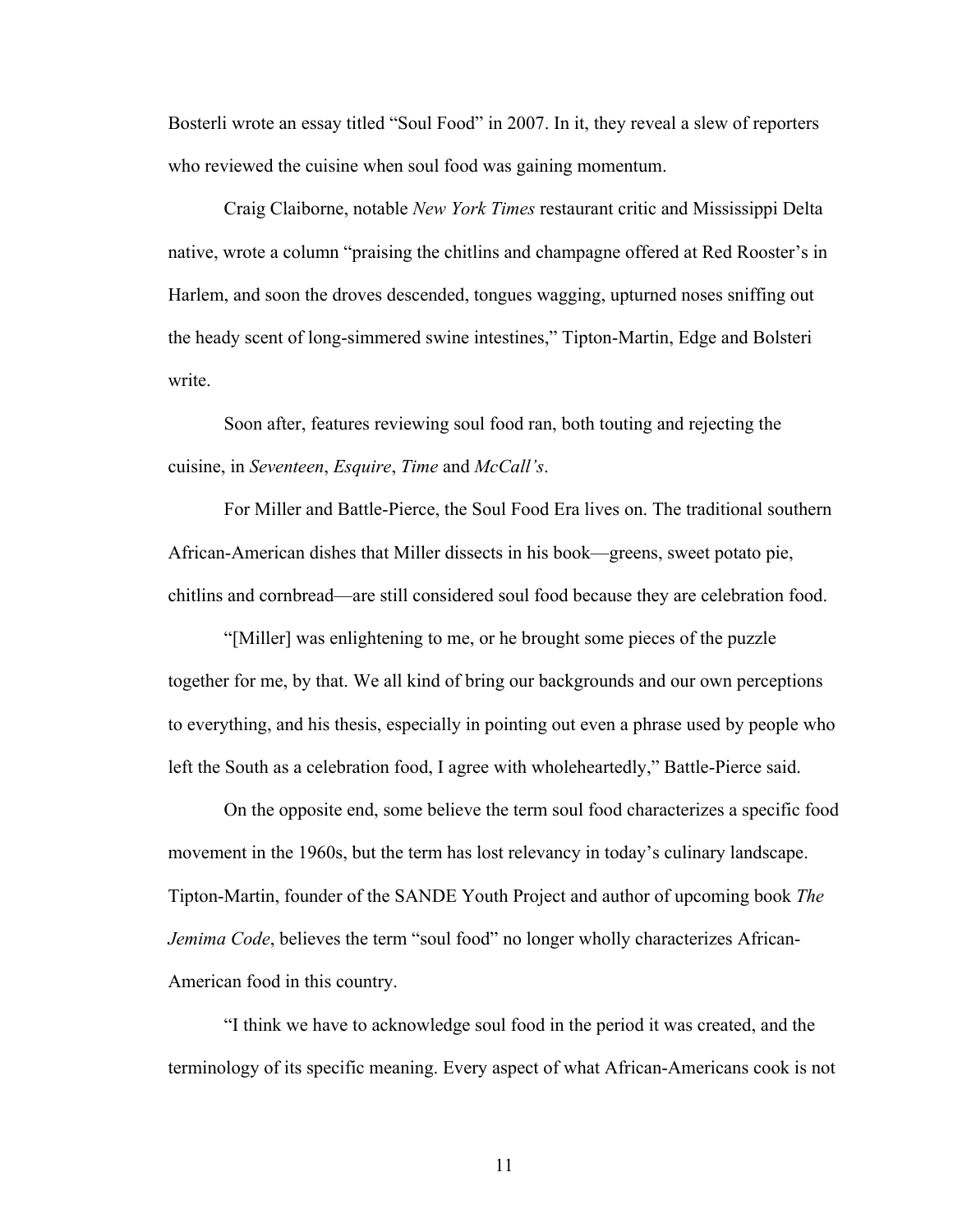Bosterli wrote an essay titled "Soul Food" in 2007. In it, they reveal a slew of reporters who reviewed the cuisine when soul food was gaining momentum.

Craig Claiborne, notable *New York Times* restaurant critic and Mississippi Delta native, wrote a column "praising the chitlins and champagne offered at Red Rooster's in Harlem, and soon the droves descended, tongues wagging, upturned noses sniffing out the heady scent of long-simmered swine intestines," Tipton-Martin, Edge and Bolsteri write.

Soon after, features reviewing soul food ran, both touting and rejecting the cuisine, in *Seventeen*, *Esquire*, *Time* and *McCall's*.

For Miller and Battle-Pierce, the Soul Food Era lives on. The traditional southern African-American dishes that Miller dissects in his book—greens, sweet potato pie, chitlins and cornbread—are still considered soul food because they are celebration food.

"[Miller] was enlightening to me, or he brought some pieces of the puzzle together for me, by that. We all kind of bring our backgrounds and our own perceptions to everything, and his thesis, especially in pointing out even a phrase used by people who left the South as a celebration food, I agree with wholeheartedly," Battle-Pierce said.

On the opposite end, some believe the term soul food characterizes a specific food movement in the 1960s, but the term has lost relevancy in today's culinary landscape. Tipton-Martin, founder of the SANDE Youth Project and author of upcoming book *The Jemima Code*, believes the term "soul food" no longer wholly characterizes African-American food in this country.

"I think we have to acknowledge soul food in the period it was created, and the terminology of its specific meaning. Every aspect of what African-Americans cook is not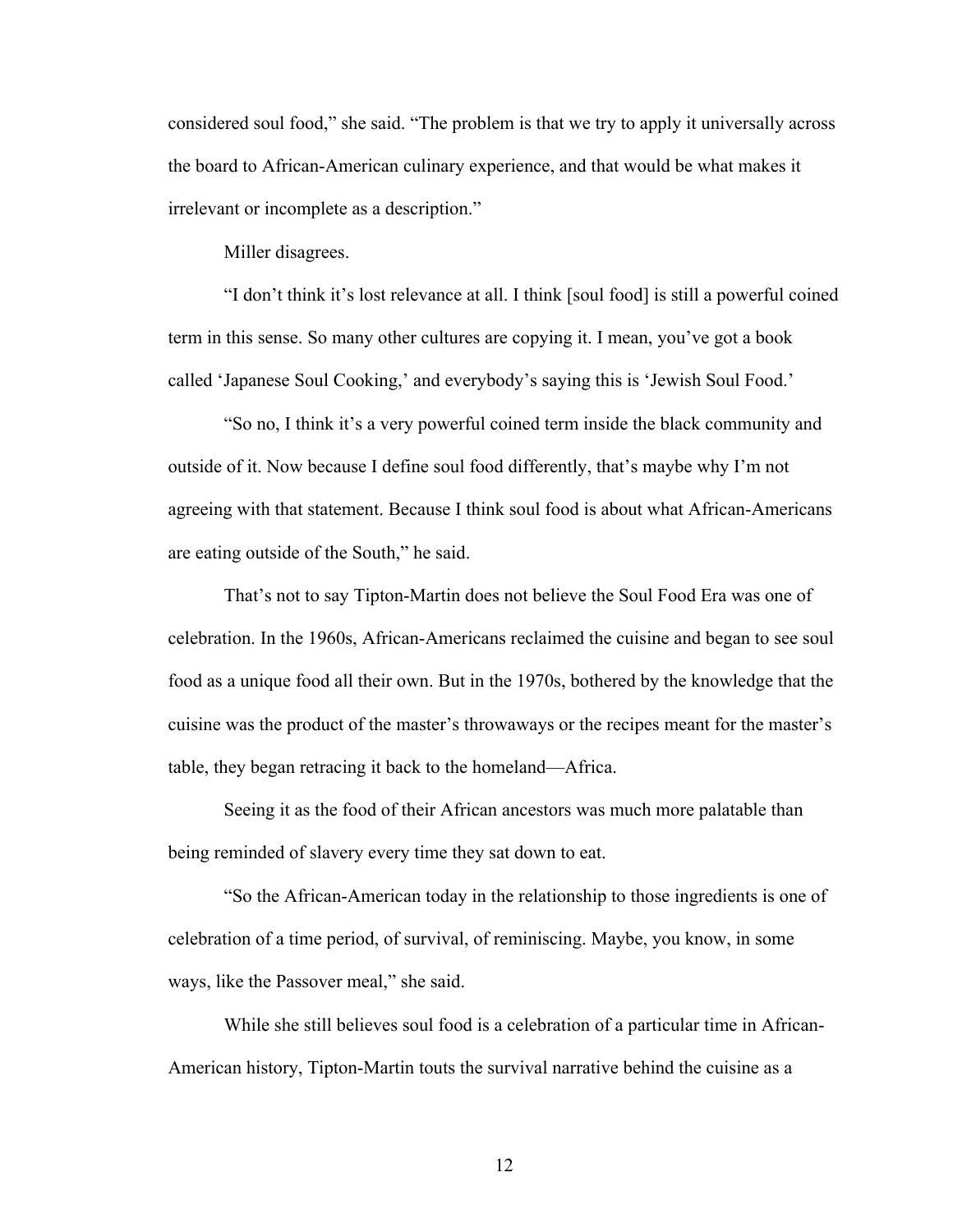considered soul food," she said. "The problem is that we try to apply it universally across the board to African-American culinary experience, and that would be what makes it irrelevant or incomplete as a description."

Miller disagrees.

"I don't think it's lost relevance at all. I think [soul food] is still a powerful coined term in this sense. So many other cultures are copying it. I mean, you've got a book called 'Japanese Soul Cooking,' and everybody's saying this is 'Jewish Soul Food.'

"So no, I think it's a very powerful coined term inside the black community and outside of it. Now because I define soul food differently, that's maybe why I'm not agreeing with that statement. Because I think soul food is about what African-Americans are eating outside of the South," he said.

That's not to say Tipton-Martin does not believe the Soul Food Era was one of celebration. In the 1960s, African-Americans reclaimed the cuisine and began to see soul food as a unique food all their own. But in the 1970s, bothered by the knowledge that the cuisine was the product of the master's throwaways or the recipes meant for the master's table, they began retracing it back to the homeland—Africa.

Seeing it as the food of their African ancestors was much more palatable than being reminded of slavery every time they sat down to eat.

"So the African-American today in the relationship to those ingredients is one of celebration of a time period, of survival, of reminiscing. Maybe, you know, in some ways, like the Passover meal," she said.

While she still believes soul food is a celebration of a particular time in African-American history, Tipton-Martin touts the survival narrative behind the cuisine as a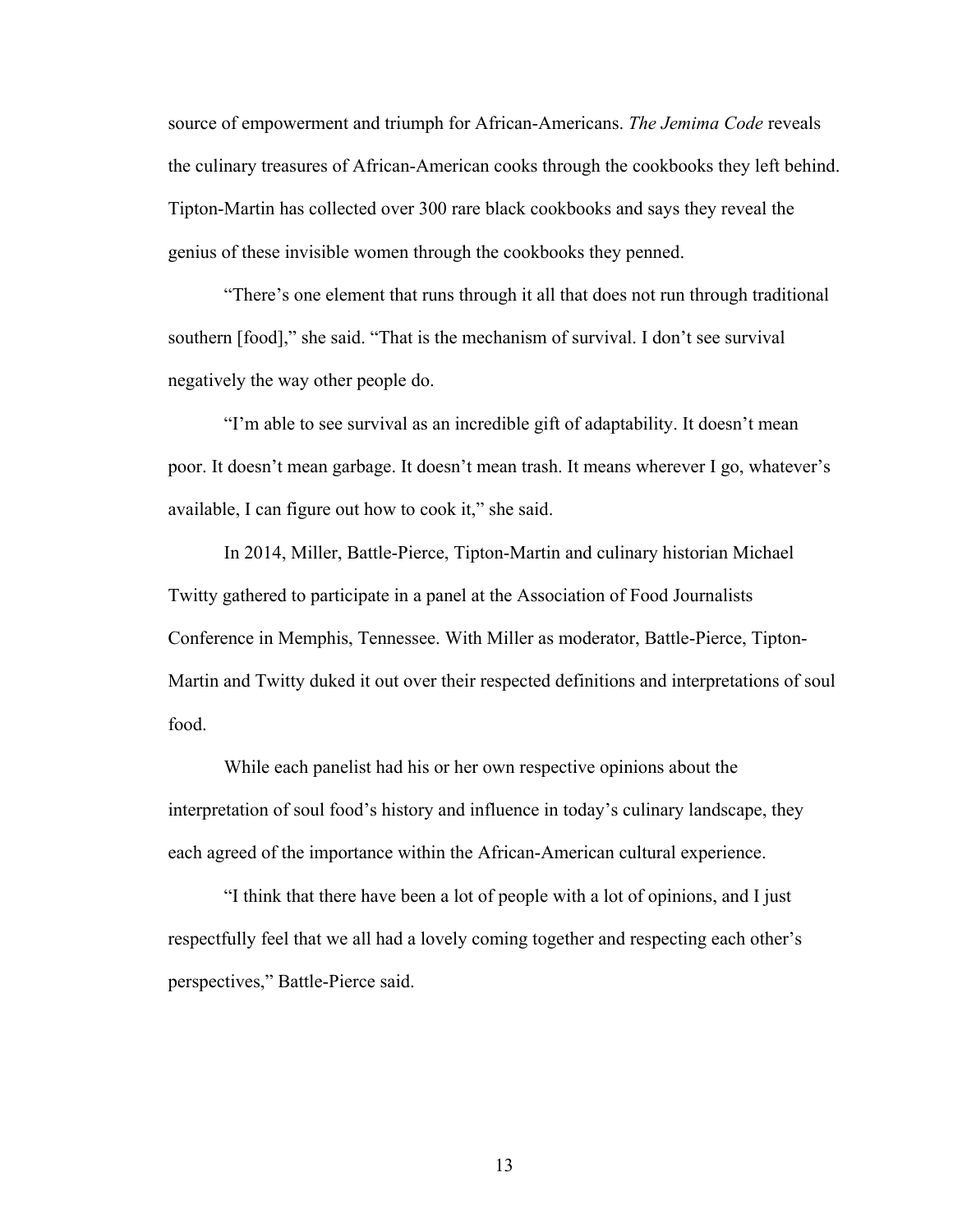source of empowerment and triumph for African-Americans. *The Jemima Code* reveals the culinary treasures of African-American cooks through the cookbooks they left behind. Tipton-Martin has collected over 300 rare black cookbooks and says they reveal the genius of these invisible women through the cookbooks they penned.

"There's one element that runs through it all that does not run through traditional southern [food]," she said. "That is the mechanism of survival. I don't see survival negatively the way other people do.

"I'm able to see survival as an incredible gift of adaptability. It doesn't mean poor. It doesn't mean garbage. It doesn't mean trash. It means wherever I go, whatever's available, I can figure out how to cook it," she said.

In 2014, Miller, Battle-Pierce, Tipton-Martin and culinary historian Michael Twitty gathered to participate in a panel at the Association of Food Journalists Conference in Memphis, Tennessee. With Miller as moderator, Battle-Pierce, Tipton-Martin and Twitty duked it out over their respected definitions and interpretations of soul food.

While each panelist had his or her own respective opinions about the interpretation of soul food's history and influence in today's culinary landscape, they each agreed of the importance within the African-American cultural experience.

"I think that there have been a lot of people with a lot of opinions, and I just respectfully feel that we all had a lovely coming together and respecting each other's perspectives," Battle-Pierce said.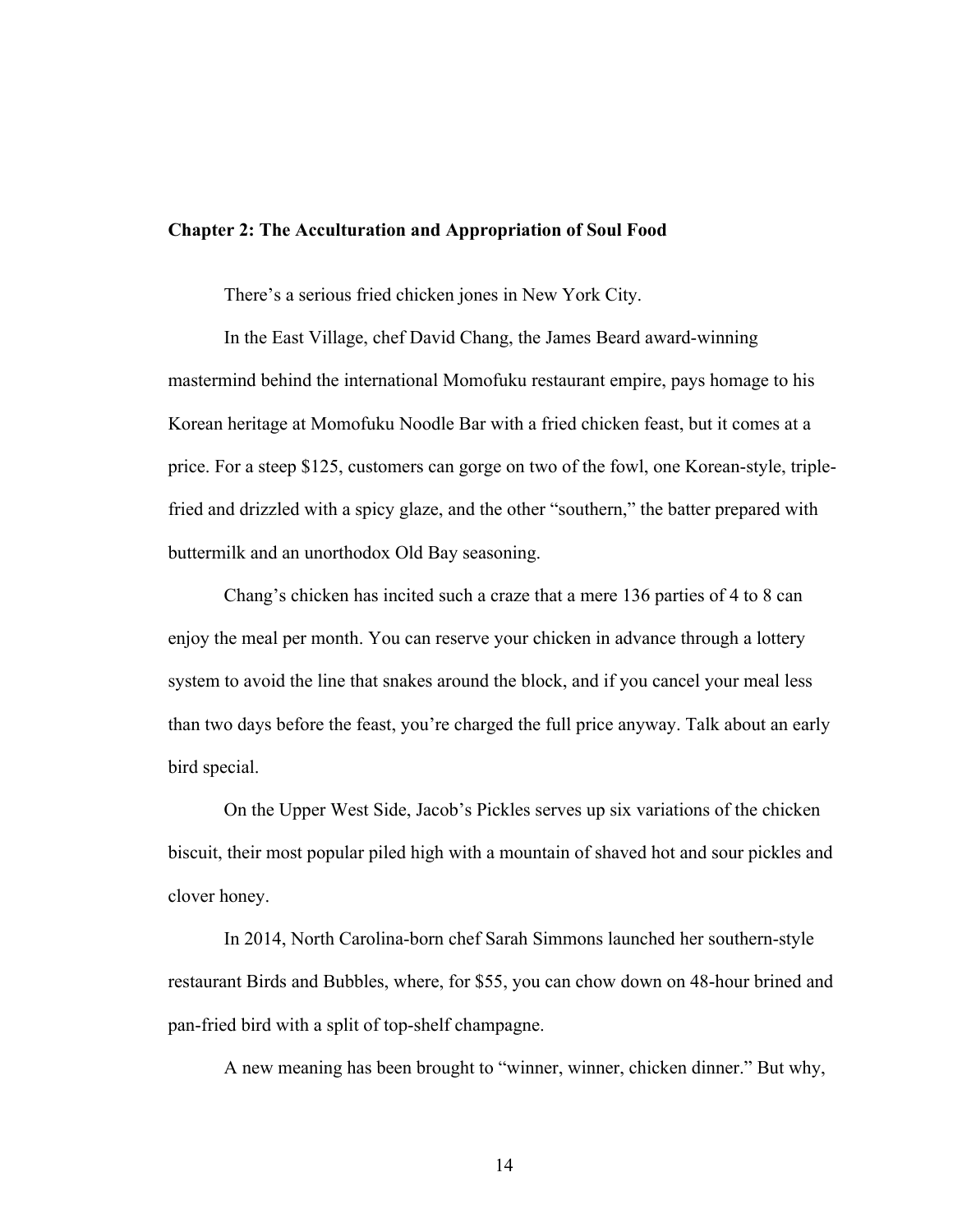## Chapter 2: The Acculturation and Appropriation of Soul Food

There's a serious fried chicken jones in New York City.

In the East Village, chef David Chang, the James Beard award-winning mastermind behind the international Momofuku restaurant empire, pays homage to his Korean heritage at Momofuku Noodle Bar with a fried chicken feast, but it comes at a price. For a steep $125, customers can gorge on two of the fowl, one Korean-style, triple-fried and drizzled with a spicy glaze, and the other "southern," the batter prepared with buttermilk and an unorthodox Old Bay seasoning.

Chang's chicken has incited such a craze that a mere 136 parties of 4 to 8 can enjoy the meal per month. You can reserve your chicken in advance through a lottery system to avoid the line that snakes around the block, and if you cancel your meal less than two days before the feast, you're charged the full price anyway. Talk about an early bird special.

On the Upper West Side, Jacob's Pickles serves up six variations of the chicken biscuit, their most popular piled high with a mountain of shaved hot and sour pickles and clover honey.

In 2014, North Carolina-born chef Sarah Simmons launched her southern-style restaurant Birds and Bubbles, where, for $55, you can chow down on 48-hour brined and pan-fried bird with a split of top-shelf champagne.

A new meaning has been brought to "winner, winner, chicken dinner." But why,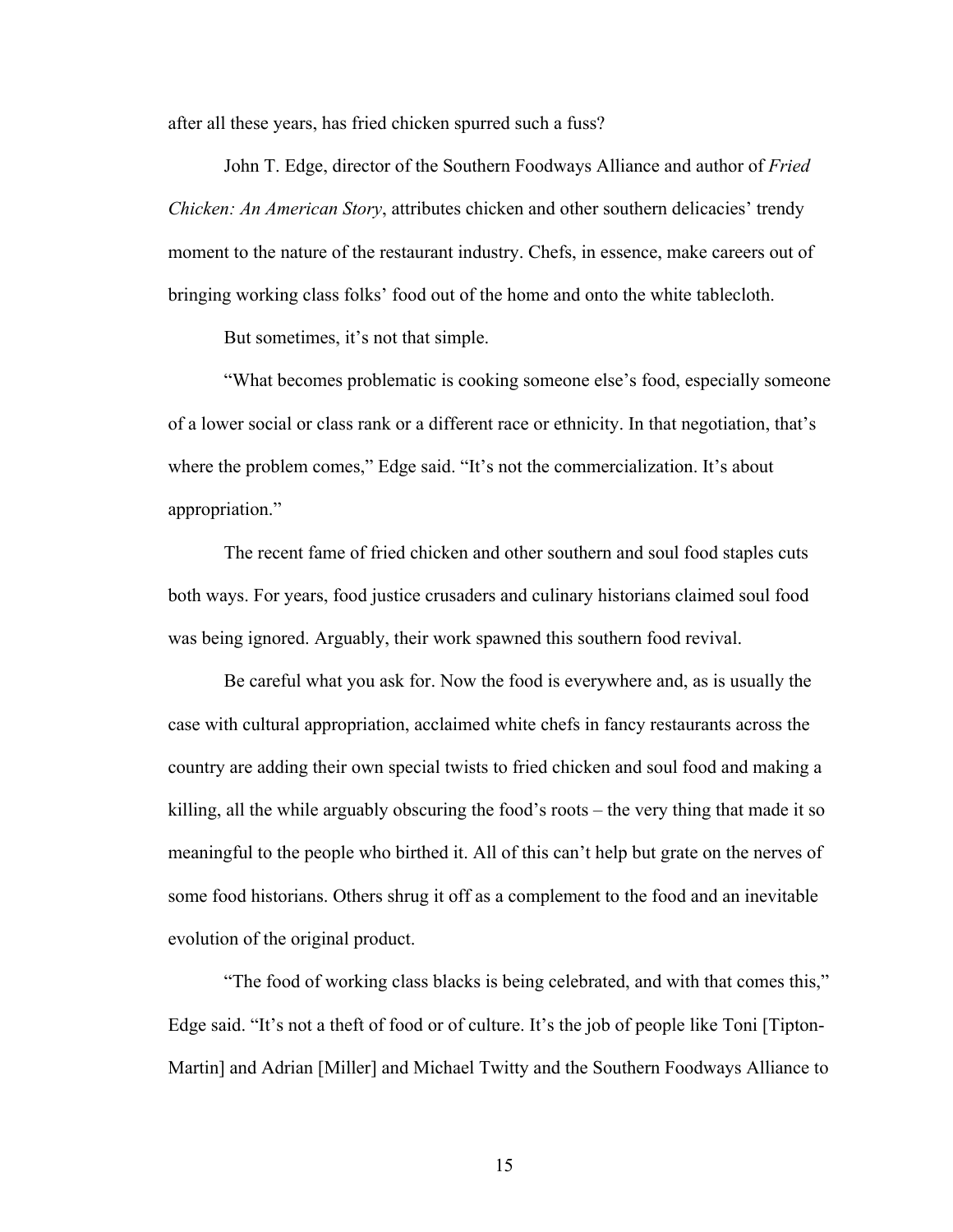after all these years, has fried chicken spurred such a fuss?

John T. Edge, director of the Southern Foodways Alliance and author of *Fried Chicken: An American Story*, attributes chicken and other southern delicacies' trendy moment to the nature of the restaurant industry. Chefs, in essence, make careers out of bringing working class folks' food out of the home and onto the white tablecloth.

But sometimes, it's not that simple.

"What becomes problematic is cooking someone else's food, especially someone of a lower social or class rank or a different race or ethnicity. In that negotiation, that's where the problem comes," Edge said. "It's not the commercialization. It's about appropriation."

The recent fame of fried chicken and other southern and soul food staples cuts both ways. For years, food justice crusaders and culinary historians claimed soul food was being ignored. Arguably, their work spawned this southern food revival.

Be careful what you ask for. Now the food is everywhere and, as is usually the case with cultural appropriation, acclaimed white chefs in fancy restaurants across the country are adding their own special twists to fried chicken and soul food and making a killing, all the while arguably obscuring the food's roots – the very thing that made it so meaningful to the people who birthed it. All of this can't help but grate on the nerves of some food historians. Others shrug it off as a complement to the food and an inevitable evolution of the original product.

"The food of working class blacks is being celebrated, and with that comes this," Edge said. "It's not a theft of food or of culture. It's the job of people like Toni [Tipton-Martin] and Adrian [Miller] and Michael Twitty and the Southern Foodways Alliance to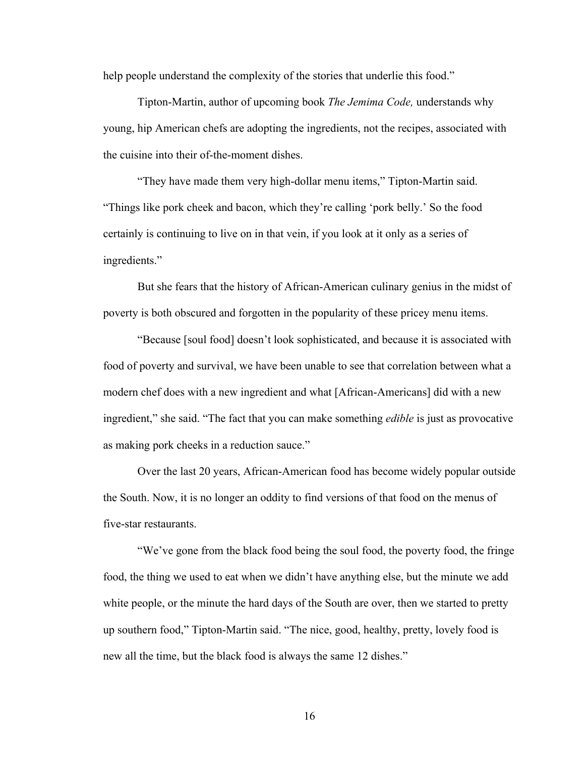help people understand the complexity of the stories that underlie this food."

Tipton-Martin, author of upcoming book *The Jemima Code,* understands why young, hip American chefs are adopting the ingredients, not the recipes, associated with the cuisine into their of-the-moment dishes.

"They have made them very high-dollar menu items," Tipton-Martin said. "Things like pork cheek and bacon, which they're calling 'pork belly.' So the food certainly is continuing to live on in that vein, if you look at it only as a series of ingredients."

But she fears that the history of African-American culinary genius in the midst of poverty is both obscured and forgotten in the popularity of these pricey menu items.

"Because [soul food] doesn't look sophisticated, and because it is associated with food of poverty and survival, we have been unable to see that correlation between what a modern chef does with a new ingredient and what [African-Americans] did with a new ingredient," she said. "The fact that you can make something *edible* is just as provocative as making pork cheeks in a reduction sauce."

Over the last 20 years, African-American food has become widely popular outside the South. Now, it is no longer an oddity to find versions of that food on the menus of five-star restaurants.

"We've gone from the black food being the soul food, the poverty food, the fringe food, the thing we used to eat when we didn't have anything else, but the minute we add white people, or the minute the hard days of the South are over, then we started to pretty up southern food," Tipton-Martin said. "The nice, good, healthy, pretty, lovely food is new all the time, but the black food is always the same 12 dishes."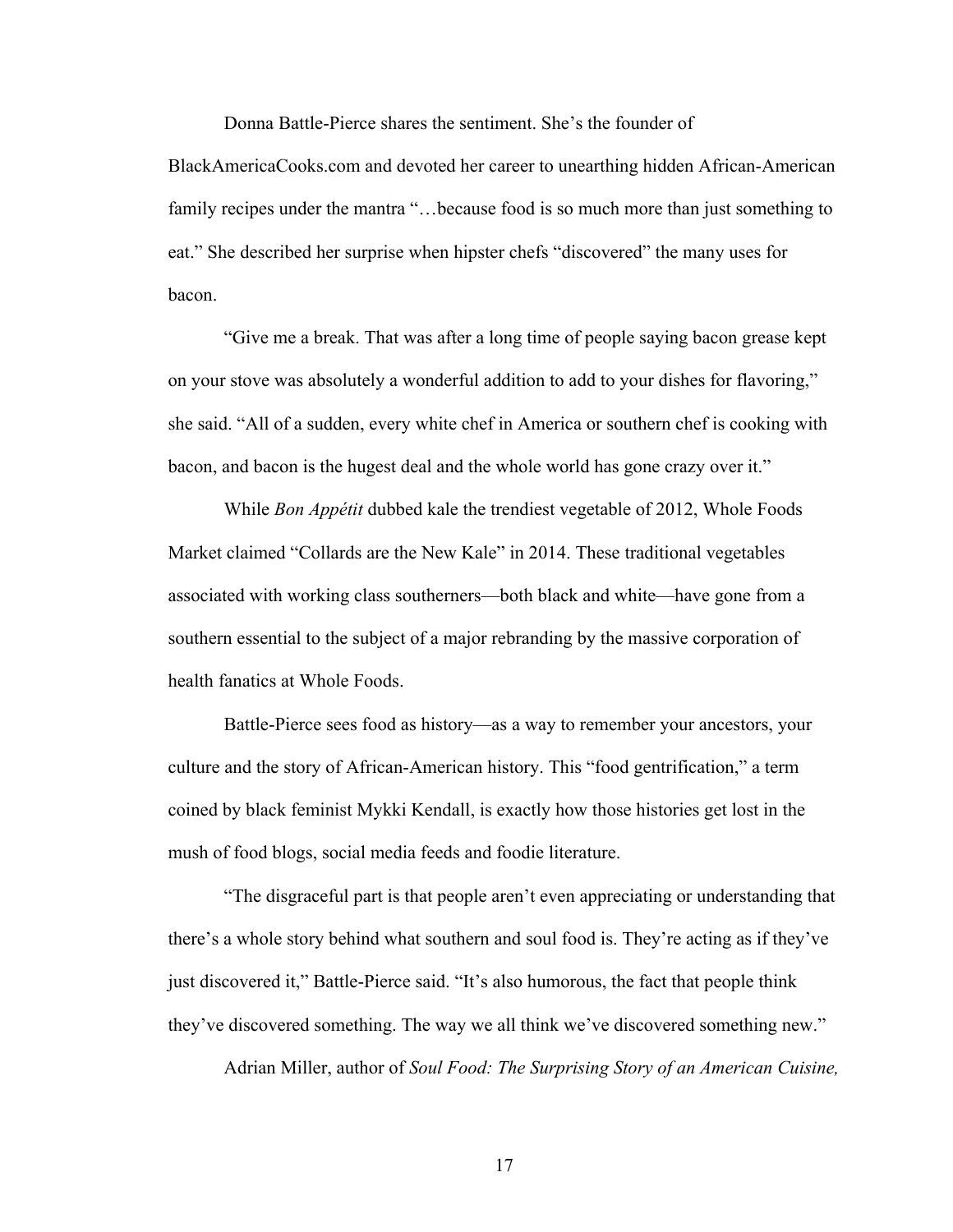Donna Battle-Pierce shares the sentiment. She's the founder of BlackAmericaCooks.com and devoted her career to unearthing hidden African-American family recipes under the mantra "…because food is so much more than just something to eat." She described her surprise when hipster chefs "discovered" the many uses for bacon.

"Give me a break. That was after a long time of people saying bacon grease kept on your stove was absolutely a wonderful addition to add to your dishes for flavoring," she said. "All of a sudden, every white chef in America or southern chef is cooking with bacon, and bacon is the hugest deal and the whole world has gone crazy over it."

While *Bon Appétit* dubbed kale the trendiest vegetable of 2012, Whole Foods Market claimed "Collards are the New Kale" in 2014. These traditional vegetables associated with working class southerners—both black and white—have gone from a southern essential to the subject of a major rebranding by the massive corporation of health fanatics at Whole Foods.

Battle-Pierce sees food as history—as a way to remember your ancestors, your culture and the story of African-American history. This "food gentrification," a term coined by black feminist Mykki Kendall, is exactly how those histories get lost in the mush of food blogs, social media feeds and foodie literature.

"The disgraceful part is that people aren't even appreciating or understanding that there's a whole story behind what southern and soul food is. They're acting as if they've just discovered it," Battle-Pierce said. "It's also humorous, the fact that people think they've discovered something. The way we all think we've discovered something new."

Adrian Miller, author of *Soul Food: The Surprising Story of an American Cuisine,*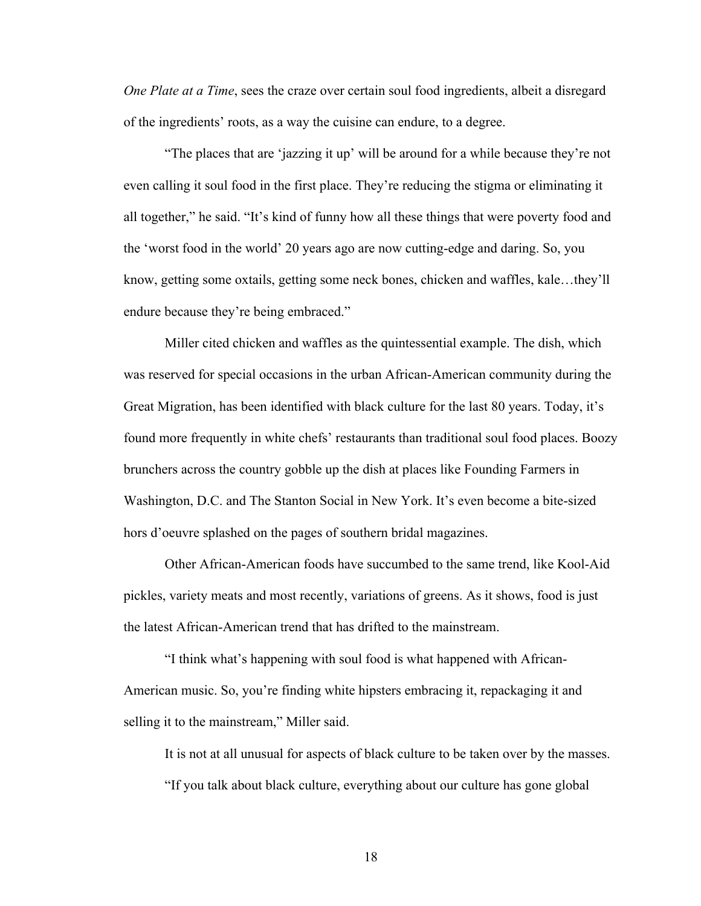*One Plate at a Time*, sees the craze over certain soul food ingredients, albeit a disregard of the ingredients' roots, as a way the cuisine can endure, to a degree.

"The places that are 'jazzing it up' will be around for a while because they're not even calling it soul food in the first place. They're reducing the stigma or eliminating it all together," he said. "It's kind of funny how all these things that were poverty food and the 'worst food in the world' 20 years ago are now cutting-edge and daring. So, you know, getting some oxtails, getting some neck bones, chicken and waffles, kale…they'll endure because they're being embraced."

Miller cited chicken and waffles as the quintessential example. The dish, which was reserved for special occasions in the urban African-American community during the Great Migration, has been identified with black culture for the last 80 years. Today, it's found more frequently in white chefs' restaurants than traditional soul food places. Boozy brunchers across the country gobble up the dish at places like Founding Farmers in Washington, D.C. and The Stanton Social in New York. It's even become a bite-sized hors d'oeuvre splashed on the pages of southern bridal magazines.

Other African-American foods have succumbed to the same trend, like Kool-Aid pickles, variety meats and most recently, variations of greens. As it shows, food is just the latest African-American trend that has drifted to the mainstream.

"I think what's happening with soul food is what happened with African-American music. So, you're finding white hipsters embracing it, repackaging it and selling it to the mainstream," Miller said.

It is not at all unusual for aspects of black culture to be taken over by the masses.

"If you talk about black culture, everything about our culture has gone global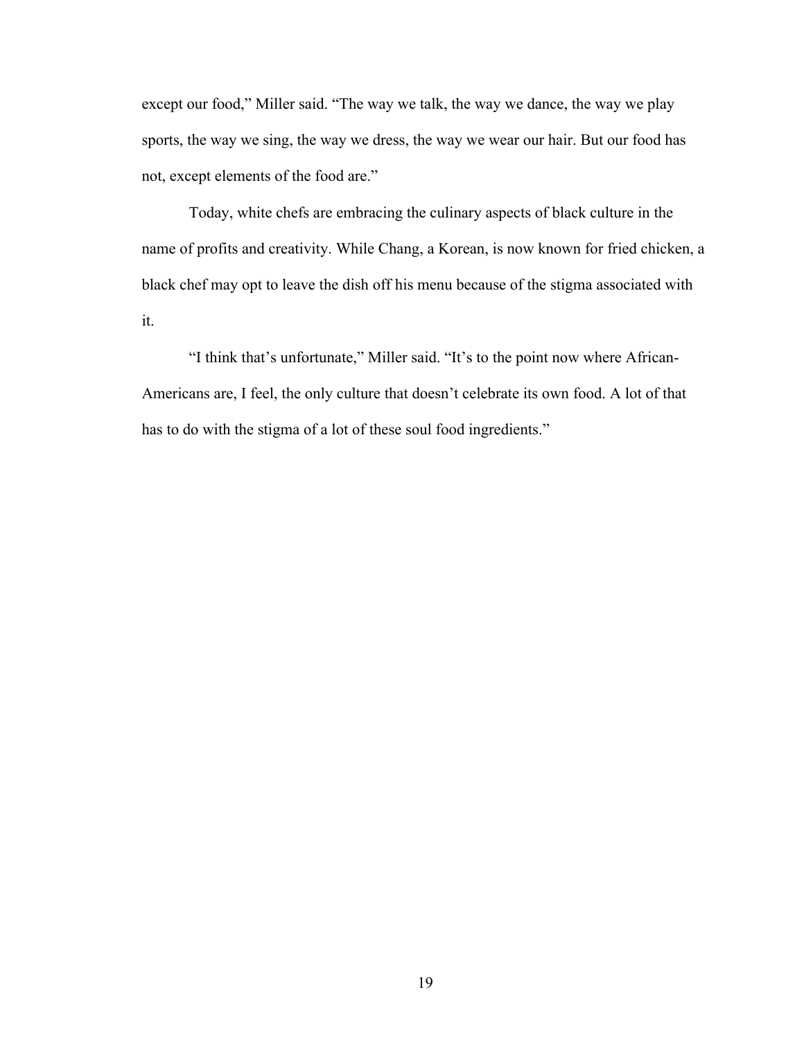except our food," Miller said. "The way we talk, the way we dance, the way we play sports, the way we sing, the way we dress, the way we wear our hair. But our food has not, except elements of the food are."

Today, white chefs are embracing the culinary aspects of black culture in the name of profits and creativity. While Chang, a Korean, is now known for fried chicken, a black chef may opt to leave the dish off his menu because of the stigma associated with it.

"I think that's unfortunate," Miller said. "It's to the point now where African-Americans are, I feel, the only culture that doesn't celebrate its own food. A lot of that has to do with the stigma of a lot of these soul food ingredients."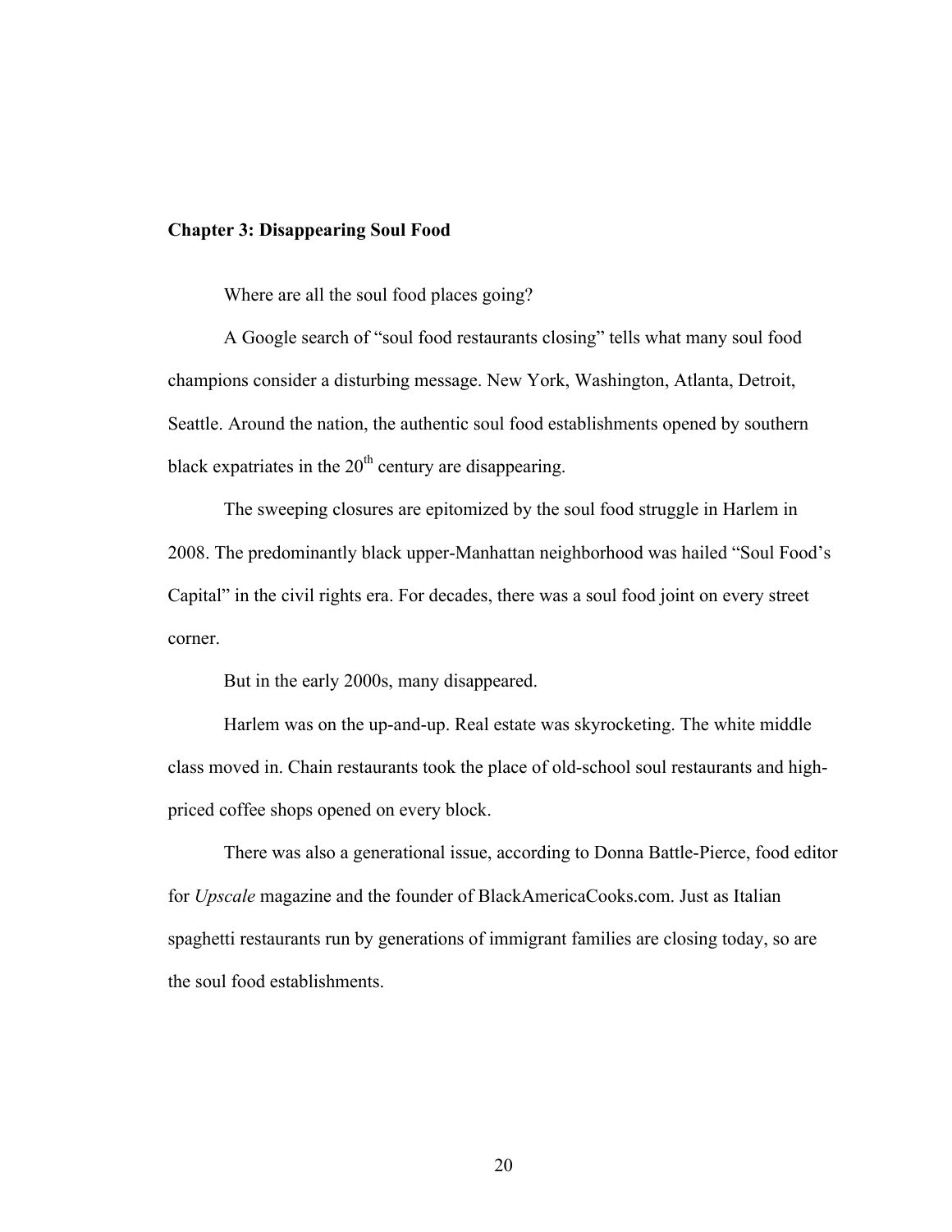## Chapter 3: Disappearing Soul Food

Where are all the soul food places going?

A Google search of "soul food restaurants closing" tells what many soul food champions consider a disturbing message. New York, Washington, Atlanta, Detroit, Seattle. Around the nation, the authentic soul food establishments opened by southern black expatriates in the 20th century are disappearing.

The sweeping closures are epitomized by the soul food struggle in Harlem in 2008. The predominantly black upper-Manhattan neighborhood was hailed "Soul Food's Capital" in the civil rights era. For decades, there was a soul food joint on every street corner.

But in the early 2000s, many disappeared.

Harlem was on the up-and-up. Real estate was skyrocketing. The white middle class moved in. Chain restaurants took the place of old-school soul restaurants and high-priced coffee shops opened on every block.

There was also a generational issue, according to Donna Battle-Pierce, food editor for *Upscale* magazine and the founder of BlackAmericaCooks.com. Just as Italian spaghetti restaurants run by generations of immigrant families are closing today, so are the soul food establishments.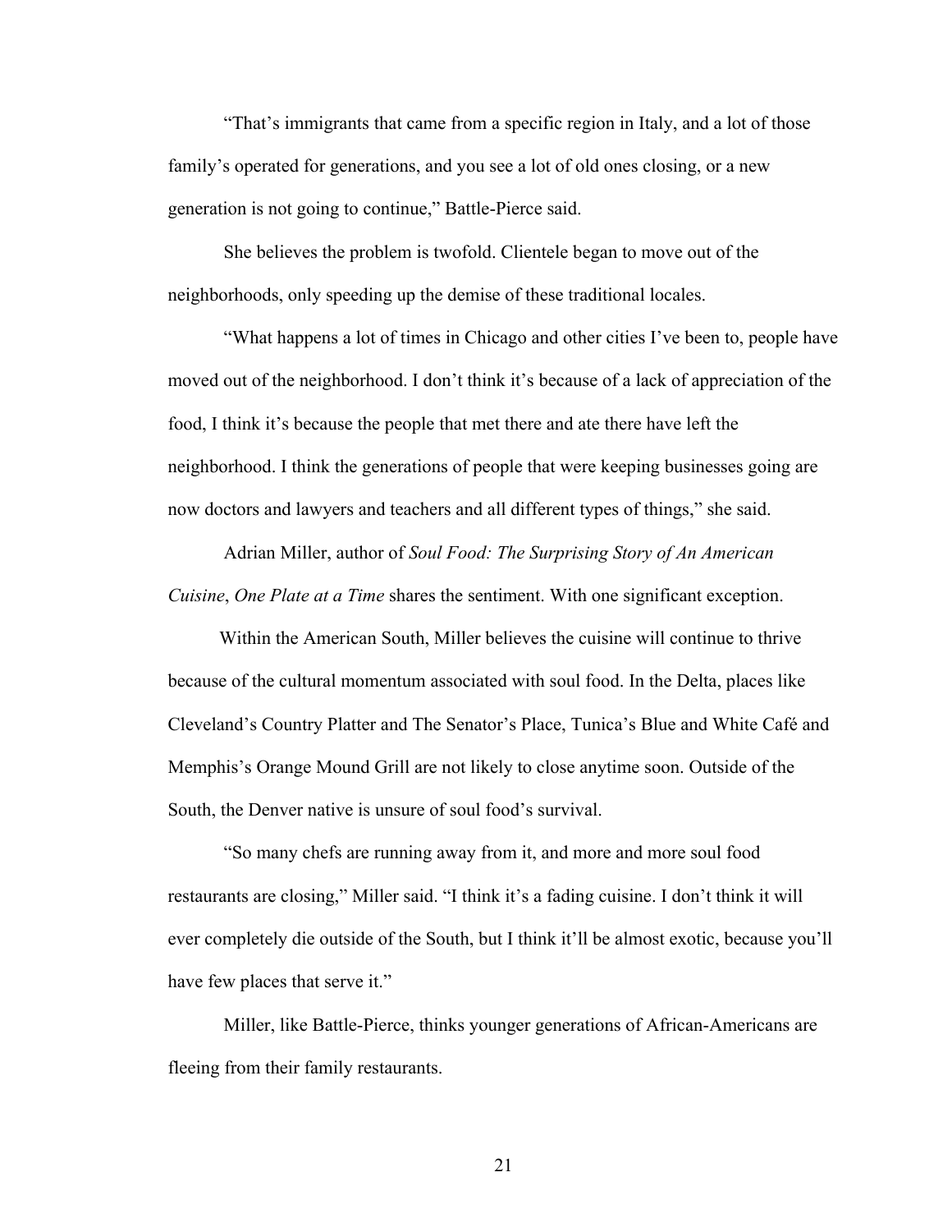"That's immigrants that came from a specific region in Italy, and a lot of those family's operated for generations, and you see a lot of old ones closing, or a new generation is not going to continue," Battle-Pierce said.

She believes the problem is twofold. Clientele began to move out of the neighborhoods, only speeding up the demise of these traditional locales.

"What happens a lot of times in Chicago and other cities I've been to, people have moved out of the neighborhood. I don't think it's because of a lack of appreciation of the food, I think it's because the people that met there and ate there have left the neighborhood. I think the generations of people that were keeping businesses going are now doctors and lawyers and teachers and all different types of things," she said.

Adrian Miller, author of *Soul Food: The Surprising Story of An American Cuisine*, *One Plate at a Time* shares the sentiment. With one significant exception.

Within the American South, Miller believes the cuisine will continue to thrive because of the cultural momentum associated with soul food. In the Delta, places like Cleveland's Country Platter and The Senator's Place, Tunica's Blue and White Café and Memphis's Orange Mound Grill are not likely to close anytime soon. Outside of the South, the Denver native is unsure of soul food's survival.

"So many chefs are running away from it, and more and more soul food restaurants are closing," Miller said. "I think it's a fading cuisine. I don't think it will ever completely die outside of the South, but I think it'll be almost exotic, because you'll have few places that serve it."

Miller, like Battle-Pierce, thinks younger generations of African-Americans are fleeing from their family restaurants.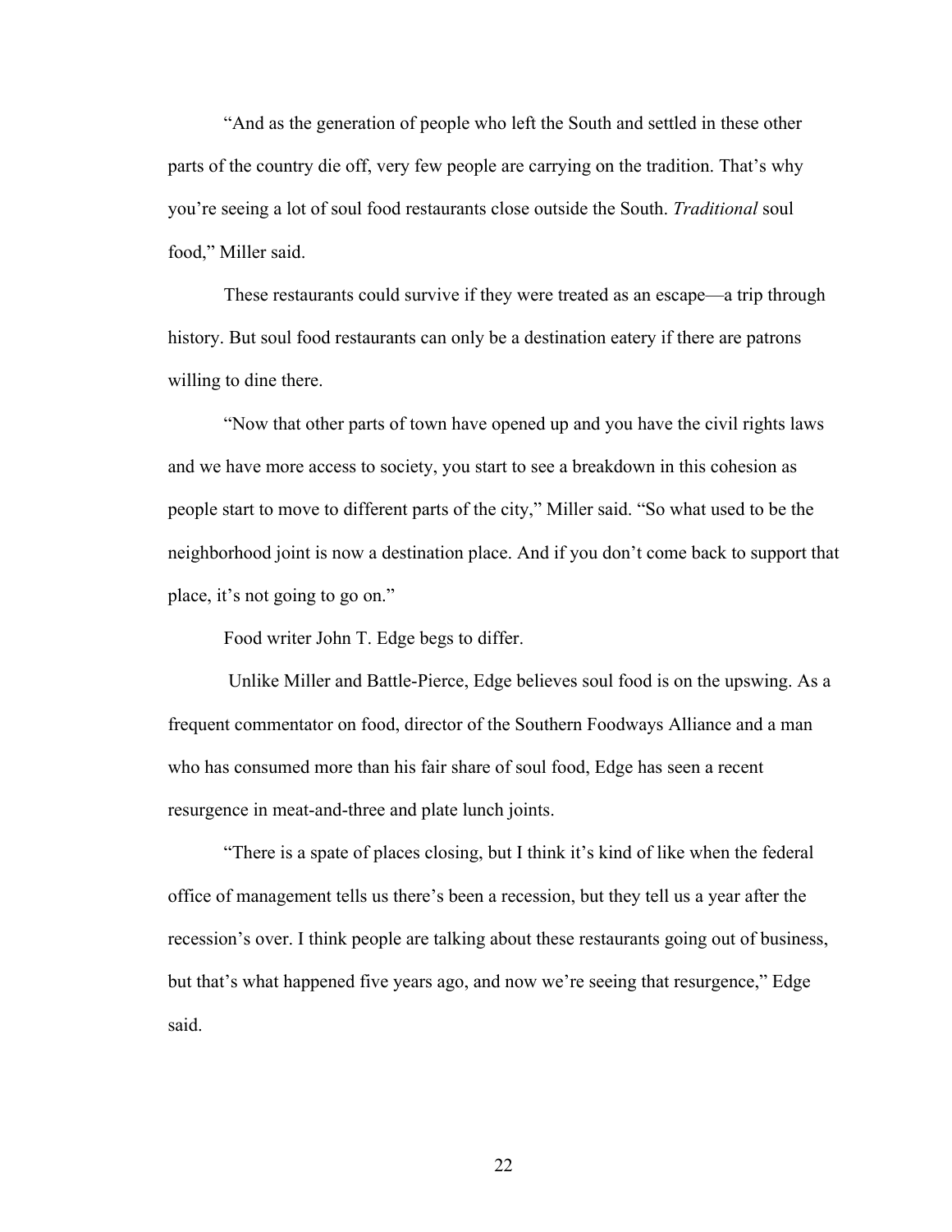"And as the generation of people who left the South and settled in these other parts of the country die off, very few people are carrying on the tradition. That's why you're seeing a lot of soul food restaurants close outside the South. *Traditional* soul food," Miller said.

These restaurants could survive if they were treated as an escape—a trip through history. But soul food restaurants can only be a destination eatery if there are patrons willing to dine there.

"Now that other parts of town have opened up and you have the civil rights laws and we have more access to society, you start to see a breakdown in this cohesion as people start to move to different parts of the city," Miller said. "So what used to be the neighborhood joint is now a destination place. And if you don't come back to support that place, it's not going to go on."

Food writer John T. Edge begs to differ.

Unlike Miller and Battle-Pierce, Edge believes soul food is on the upswing. As a frequent commentator on food, director of the Southern Foodways Alliance and a man who has consumed more than his fair share of soul food, Edge has seen a recent resurgence in meat-and-three and plate lunch joints.

"There is a spate of places closing, but I think it's kind of like when the federal office of management tells us there's been a recession, but they tell us a year after the recession's over. I think people are talking about these restaurants going out of business, but that's what happened five years ago, and now we're seeing that resurgence," Edge said.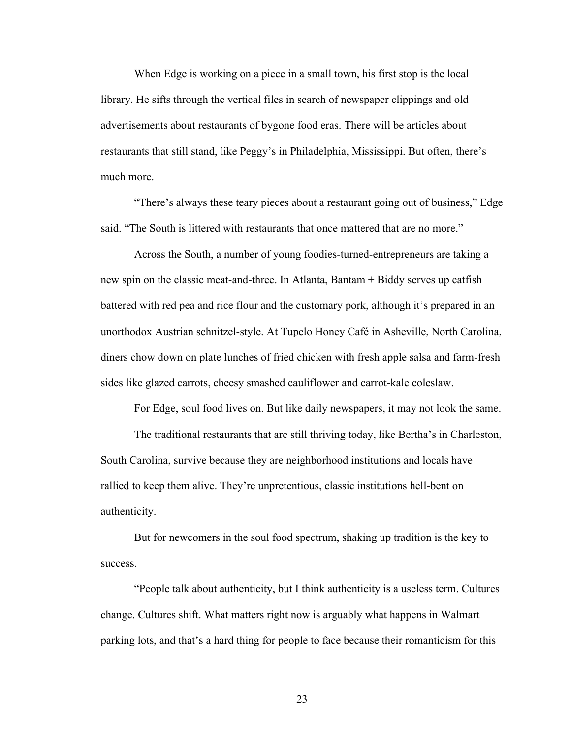When Edge is working on a piece in a small town, his first stop is the local library. He sifts through the vertical files in search of newspaper clippings and old advertisements about restaurants of bygone food eras. There will be articles about restaurants that still stand, like Peggy's in Philadelphia, Mississippi. But often, there's much more.

"There's always these teary pieces about a restaurant going out of business," Edge said. "The South is littered with restaurants that once mattered that are no more."

Across the South, a number of young foodies-turned-entrepreneurs are taking a new spin on the classic meat-and-three. In Atlanta, Bantam + Biddy serves up catfish battered with red pea and rice flour and the customary pork, although it's prepared in an unorthodox Austrian schnitzel-style. At Tupelo Honey Café in Asheville, North Carolina, diners chow down on plate lunches of fried chicken with fresh apple salsa and farm-fresh sides like glazed carrots, cheesy smashed cauliflower and carrot-kale coleslaw.

For Edge, soul food lives on. But like daily newspapers, it may not look the same.

The traditional restaurants that are still thriving today, like Bertha's in Charleston, South Carolina, survive because they are neighborhood institutions and locals have rallied to keep them alive. They're unpretentious, classic institutions hell-bent on authenticity.

But for newcomers in the soul food spectrum, shaking up tradition is the key to success.

"People talk about authenticity, but I think authenticity is a useless term. Cultures change. Cultures shift. What matters right now is arguably what happens in Walmart parking lots, and that's a hard thing for people to face because their romanticism for this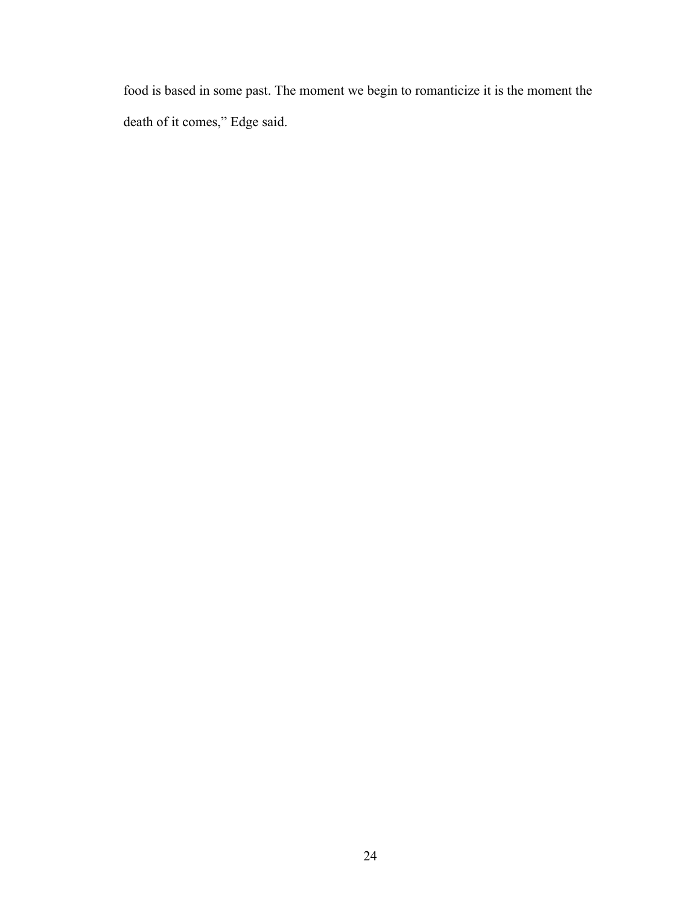food is based in some past. The moment we begin to romanticize it is the moment the death of it comes," Edge said.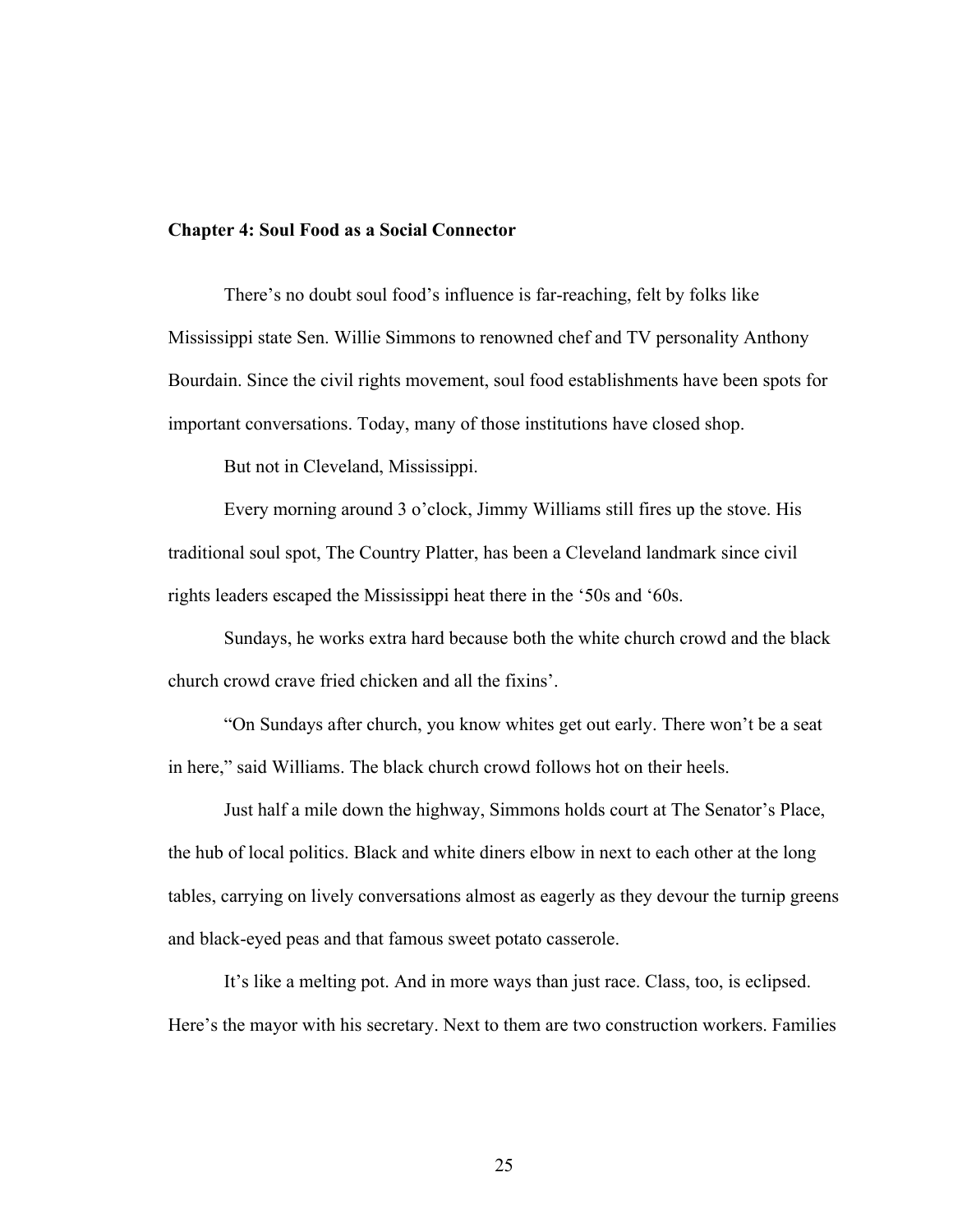## Chapter 4: Soul Food as a Social Connector

There's no doubt soul food's influence is far-reaching, felt by folks like Mississippi state Sen. Willie Simmons to renowned chef and TV personality Anthony Bourdain. Since the civil rights movement, soul food establishments have been spots for important conversations. Today, many of those institutions have closed shop.

But not in Cleveland, Mississippi.

Every morning around 3 o'clock, Jimmy Williams still fires up the stove. His traditional soul spot, The Country Platter, has been a Cleveland landmark since civil rights leaders escaped the Mississippi heat there in the '50s and '60s.

Sundays, he works extra hard because both the white church crowd and the black church crowd crave fried chicken and all the fixins'.

"On Sundays after church, you know whites get out early. There won't be a seat in here," said Williams. The black church crowd follows hot on their heels.

Just half a mile down the highway, Simmons holds court at The Senator's Place, the hub of local politics. Black and white diners elbow in next to each other at the long tables, carrying on lively conversations almost as eagerly as they devour the turnip greens and black-eyed peas and that famous sweet potato casserole.

It's like a melting pot. And in more ways than just race. Class, too, is eclipsed. Here's the mayor with his secretary. Next to them are two construction workers. Families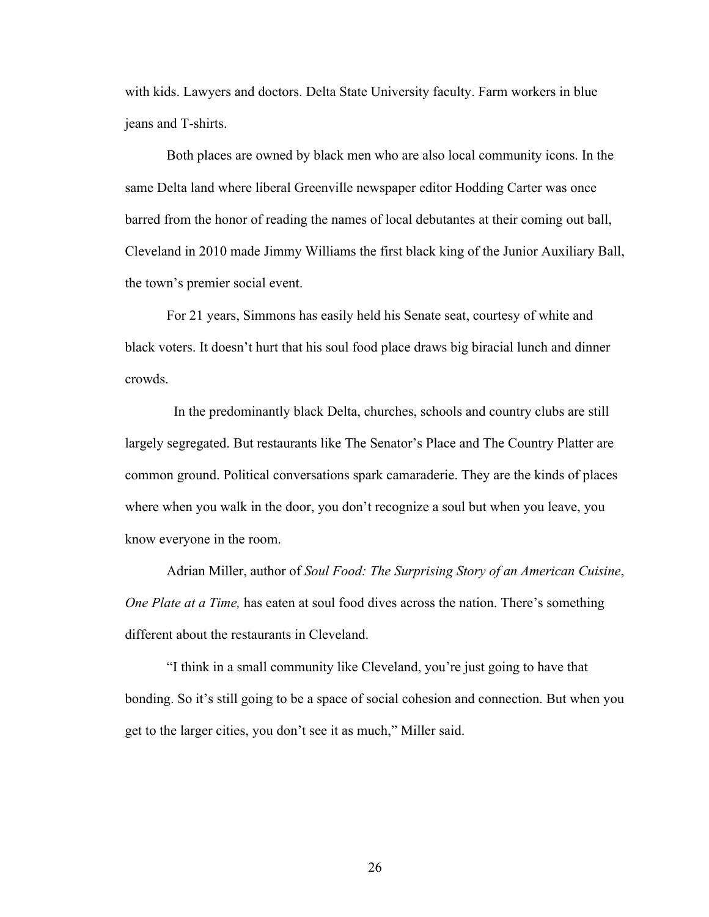with kids. Lawyers and doctors. Delta State University faculty. Farm workers in blue jeans and T-shirts.

Both places are owned by black men who are also local community icons. In the same Delta land where liberal Greenville newspaper editor Hodding Carter was once barred from the honor of reading the names of local debutantes at their coming out ball, Cleveland in 2010 made Jimmy Williams the first black king of the Junior Auxiliary Ball, the town's premier social event.

For 21 years, Simmons has easily held his Senate seat, courtesy of white and black voters. It doesn't hurt that his soul food place draws big biracial lunch and dinner crowds.

In the predominantly black Delta, churches, schools and country clubs are still largely segregated. But restaurants like The Senator's Place and The Country Platter are common ground. Political conversations spark camaraderie. They are the kinds of places where when you walk in the door, you don't recognize a soul but when you leave, you know everyone in the room.

Adrian Miller, author of *Soul Food: The Surprising Story of an American Cuisine*, *One Plate at a Time,* has eaten at soul food dives across the nation. There's something different about the restaurants in Cleveland.

"I think in a small community like Cleveland, you're just going to have that bonding. So it's still going to be a space of social cohesion and connection. But when you get to the larger cities, you don't see it as much," Miller said.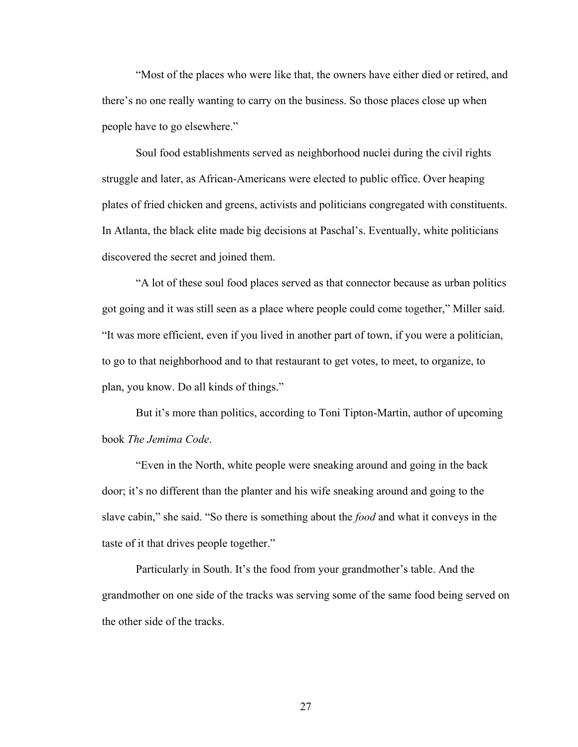"Most of the places who were like that, the owners have either died or retired, and there's no one really wanting to carry on the business. So those places close up when people have to go elsewhere."

Soul food establishments served as neighborhood nuclei during the civil rights struggle and later, as African-Americans were elected to public office. Over heaping plates of fried chicken and greens, activists and politicians congregated with constituents. In Atlanta, the black elite made big decisions at Paschal's. Eventually, white politicians discovered the secret and joined them.

"A lot of these soul food places served as that connector because as urban politics got going and it was still seen as a place where people could come together," Miller said. "It was more efficient, even if you lived in another part of town, if you were a politician, to go to that neighborhood and to that restaurant to get votes, to meet, to organize, to plan, you know. Do all kinds of things."

But it's more than politics, according to Toni Tipton-Martin, author of upcoming book *The Jemima Code*.

"Even in the North, white people were sneaking around and going in the back door; it's no different than the planter and his wife sneaking around and going to the slave cabin," she said. "So there is something about the *food* and what it conveys in the taste of it that drives people together."

Particularly in South. It's the food from your grandmother's table. And the grandmother on one side of the tracks was serving some of the same food being served on the other side of the tracks.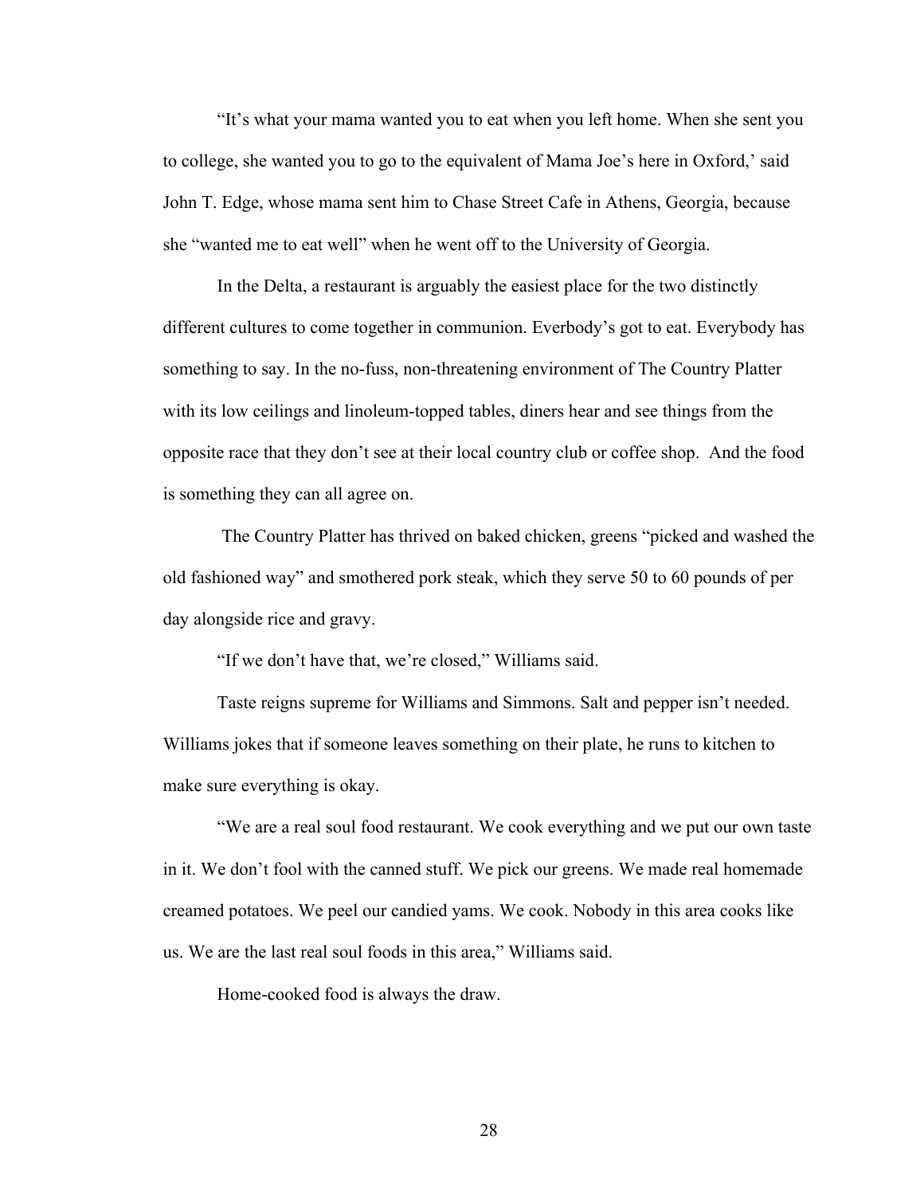"It's what your mama wanted you to eat when you left home. When she sent you to college, she wanted you to go to the equivalent of Mama Joe's here in Oxford,' said John T. Edge, whose mama sent him to Chase Street Cafe in Athens, Georgia, because she "wanted me to eat well" when he went off to the University of Georgia.

In the Delta, a restaurant is arguably the easiest place for the two distinctly different cultures to come together in communion. Everbody's got to eat. Everybody has something to say. In the no-fuss, non-threatening environment of The Country Platter with its low ceilings and linoleum-topped tables, diners hear and see things from the opposite race that they don't see at their local country club or coffee shop. And the food is something they can all agree on.

The Country Platter has thrived on baked chicken, greens "picked and washed the old fashioned way" and smothered pork steak, which they serve 50 to 60 pounds of per day alongside rice and gravy.

"If we don't have that, we're closed," Williams said.

Taste reigns supreme for Williams and Simmons. Salt and pepper isn't needed. Williams jokes that if someone leaves something on their plate, he runs to kitchen to make sure everything is okay.

"We are a real soul food restaurant. We cook everything and we put our own taste in it. We don't fool with the canned stuff. We pick our greens. We made real homemade creamed potatoes. We peel our candied yams. We cook. Nobody in this area cooks like us. We are the last real soul foods in this area," Williams said.

Home-cooked food is always the draw.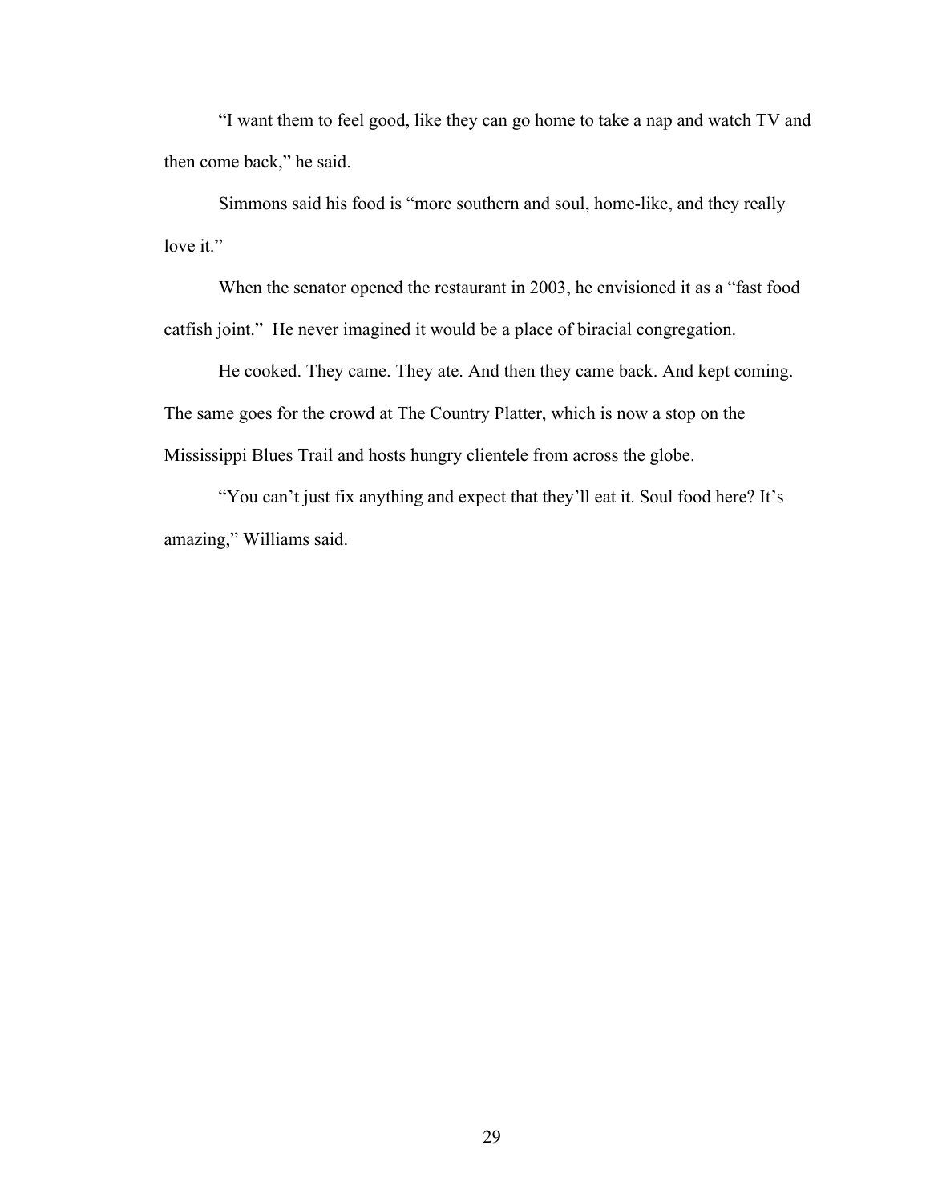"I want them to feel good, like they can go home to take a nap and watch TV and then come back," he said.

Simmons said his food is "more southern and soul, home-like, and they really love it."

When the senator opened the restaurant in 2003, he envisioned it as a "fast food catfish joint." He never imagined it would be a place of biracial congregation.

He cooked. They came. They ate. And then they came back. And kept coming. The same goes for the crowd at The Country Platter, which is now a stop on the Mississippi Blues Trail and hosts hungry clientele from across the globe.

"You can't just fix anything and expect that they'll eat it. Soul food here? It's amazing," Williams said.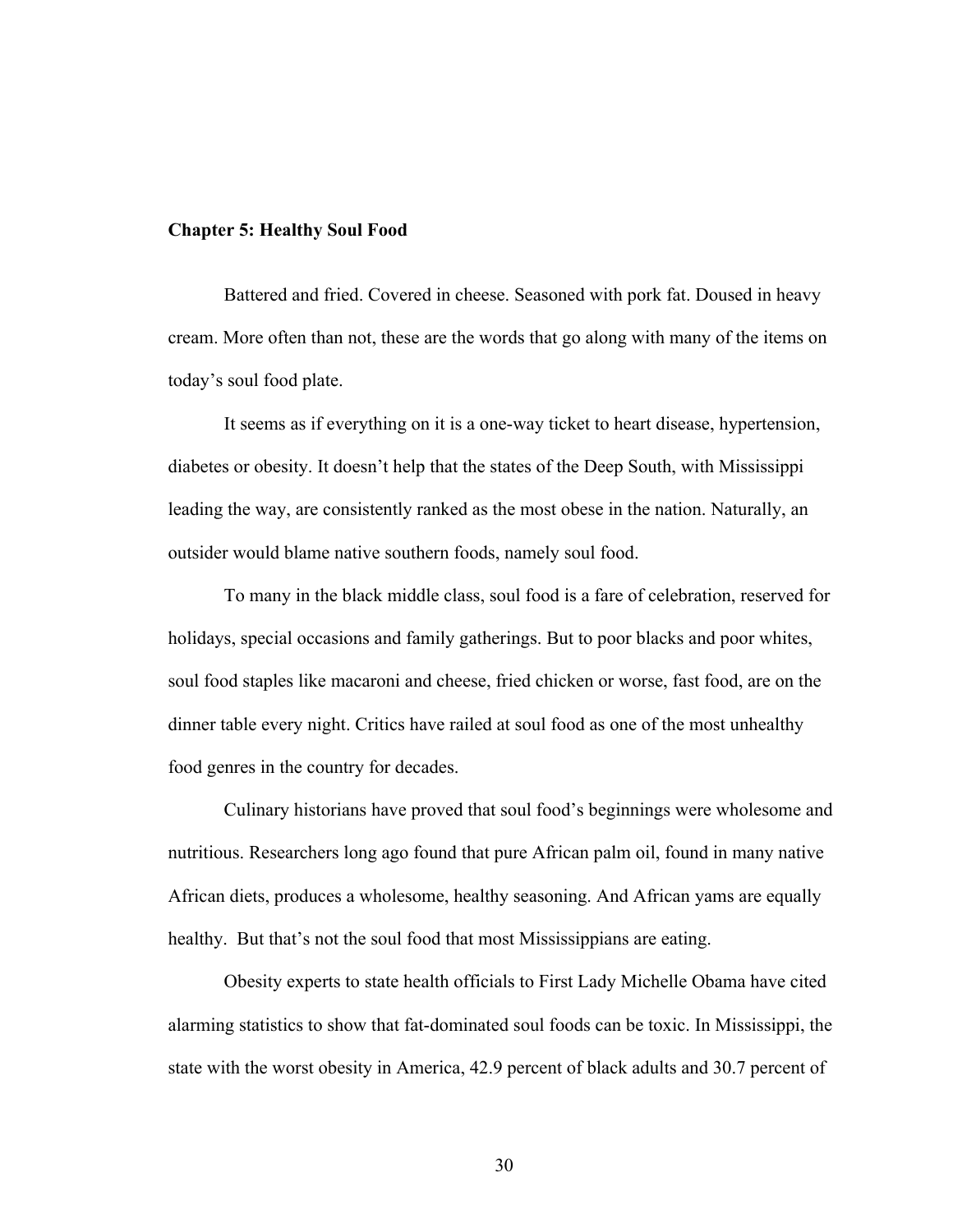## Chapter 5: Healthy Soul Food

Battered and fried. Covered in cheese. Seasoned with pork fat. Doused in heavy cream. More often than not, these are the words that go along with many of the items on today's soul food plate.

It seems as if everything on it is a one-way ticket to heart disease, hypertension, diabetes or obesity. It doesn't help that the states of the Deep South, with Mississippi leading the way, are consistently ranked as the most obese in the nation. Naturally, an outsider would blame native southern foods, namely soul food.

To many in the black middle class, soul food is a fare of celebration, reserved for holidays, special occasions and family gatherings. But to poor blacks and poor whites, soul food staples like macaroni and cheese, fried chicken or worse, fast food, are on the dinner table every night. Critics have railed at soul food as one of the most unhealthy food genres in the country for decades.

Culinary historians have proved that soul food's beginnings were wholesome and nutritious. Researchers long ago found that pure African palm oil, found in many native African diets, produces a wholesome, healthy seasoning. And African yams are equally healthy. But that's not the soul food that most Mississippians are eating.

Obesity experts to state health officials to First Lady Michelle Obama have cited alarming statistics to show that fat-dominated soul foods can be toxic. In Mississippi, the state with the worst obesity in America, 42.9 percent of black adults and 30.7 percent of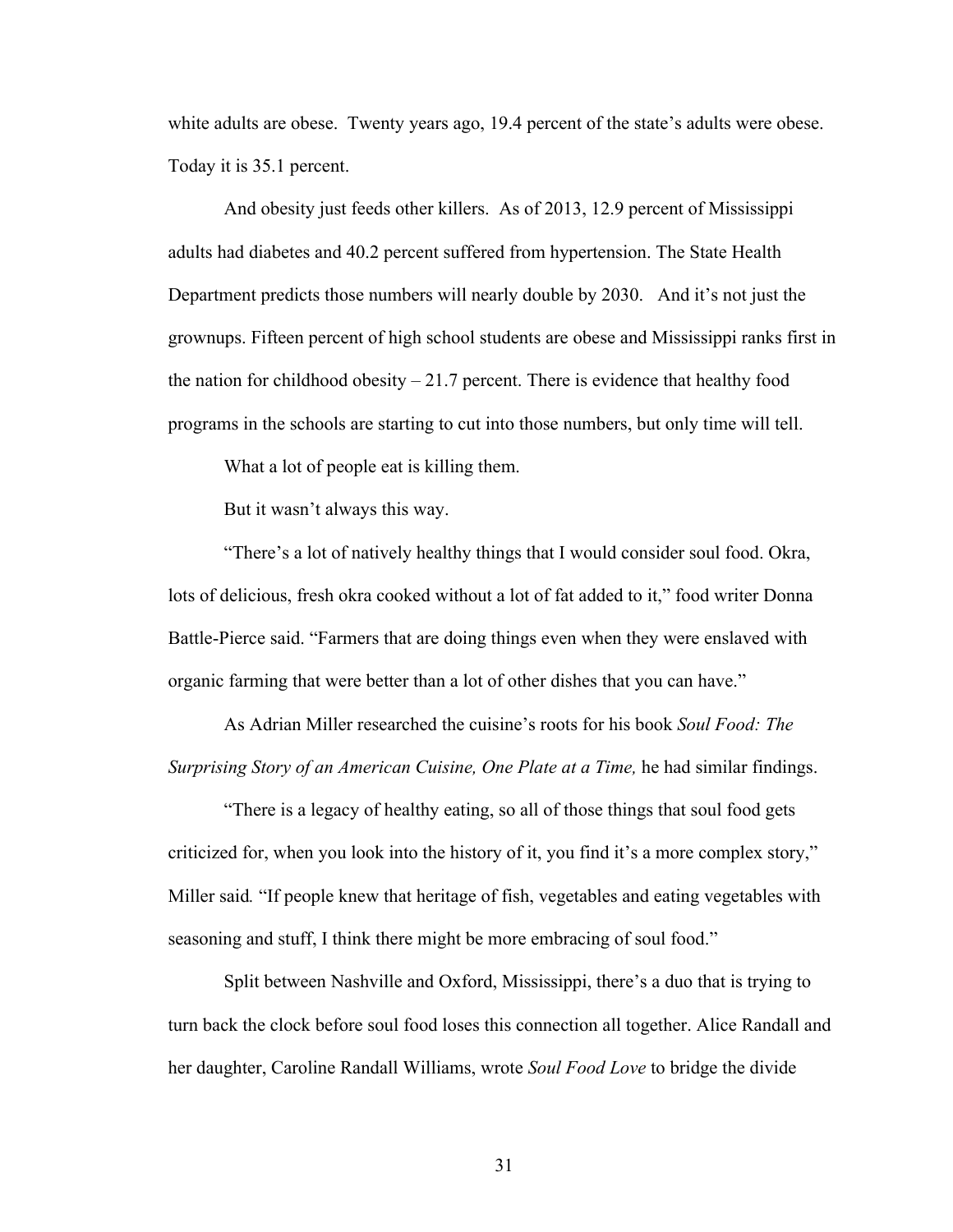white adults are obese. Twenty years ago, 19.4 percent of the state's adults were obese. Today it is 35.1 percent.

And obesity just feeds other killers. As of 2013, 12.9 percent of Mississippi adults had diabetes and 40.2 percent suffered from hypertension. The State Health Department predicts those numbers will nearly double by 2030. And it's not just the grownups. Fifteen percent of high school students are obese and Mississippi ranks first in the nation for childhood obesity – 21.7 percent. There is evidence that healthy food programs in the schools are starting to cut into those numbers, but only time will tell.

What a lot of people eat is killing them.

But it wasn't always this way.

"There's a lot of natively healthy things that I would consider soul food. Okra, lots of delicious, fresh okra cooked without a lot of fat added to it," food writer Donna Battle-Pierce said. "Farmers that are doing things even when they were enslaved with organic farming that were better than a lot of other dishes that you can have."

As Adrian Miller researched the cuisine's roots for his book *Soul Food: The Surprising Story of an American Cuisine, One Plate at a Time,* he had similar findings.

"There is a legacy of healthy eating, so all of those things that soul food gets criticized for, when you look into the history of it, you find it's a more complex story," Miller said. "If people knew that heritage of fish, vegetables and eating vegetables with seasoning and stuff, I think there might be more embracing of soul food."

Split between Nashville and Oxford, Mississippi, there's a duo that is trying to turn back the clock before soul food loses this connection all together. Alice Randall and her daughter, Caroline Randall Williams, wrote *Soul Food Love* to bridge the divide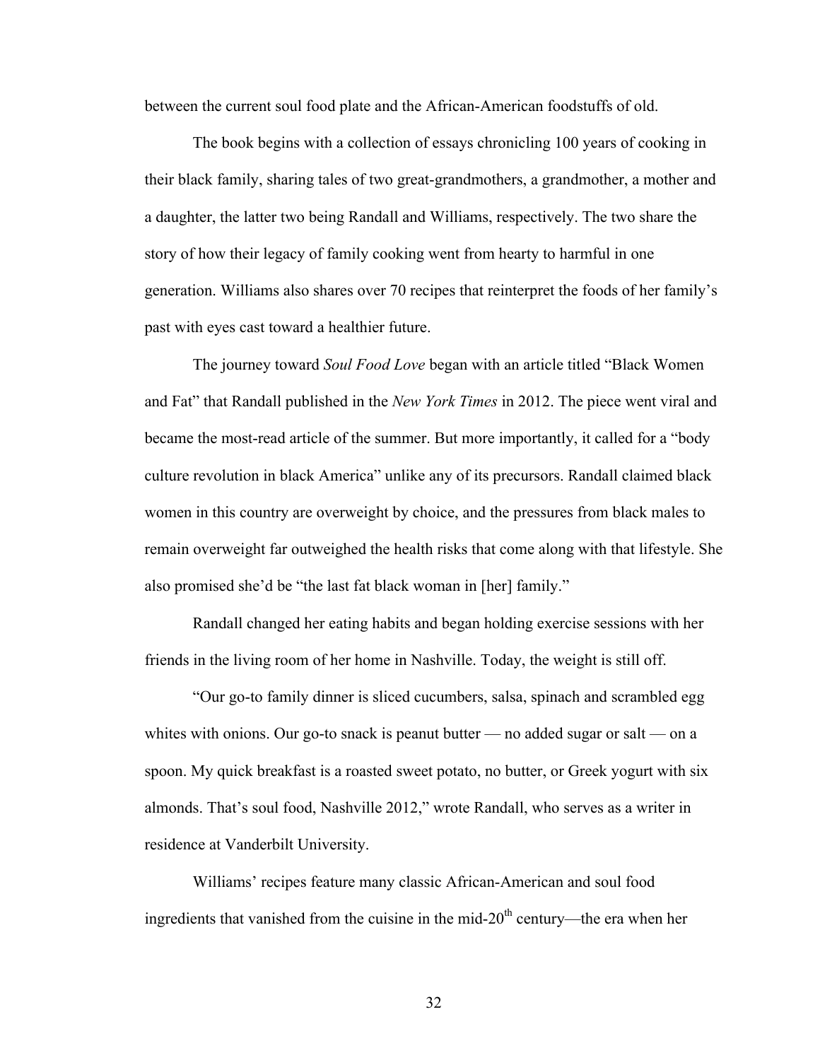between the current soul food plate and the African-American foodstuffs of old.

The book begins with a collection of essays chronicling 100 years of cooking in their black family, sharing tales of two great-grandmothers, a grandmother, a mother and a daughter, the latter two being Randall and Williams, respectively. The two share the story of how their legacy of family cooking went from hearty to harmful in one generation. Williams also shares over 70 recipes that reinterpret the foods of her family's past with eyes cast toward a healthier future.

The journey toward *Soul Food Love* began with an article titled "Black Women and Fat" that Randall published in the *New York Times* in 2012. The piece went viral and became the most-read article of the summer. But more importantly, it called for a "body culture revolution in black America" unlike any of its precursors. Randall claimed black women in this country are overweight by choice, and the pressures from black males to remain overweight far outweighed the health risks that come along with that lifestyle. She also promised she'd be "the last fat black woman in [her] family."

Randall changed her eating habits and began holding exercise sessions with her friends in the living room of her home in Nashville. Today, the weight is still off.

"Our go-to family dinner is sliced cucumbers, salsa, spinach and scrambled egg whites with onions. Our go-to snack is peanut butter — no added sugar or salt — on a spoon. My quick breakfast is a roasted sweet potato, no butter, or Greek yogurt with six almonds. That's soul food, Nashville 2012," wrote Randall, who serves as a writer in residence at Vanderbilt University.

Williams' recipes feature many classic African-American and soul food ingredients that vanished from the cuisine in the mid-20th century—the era when her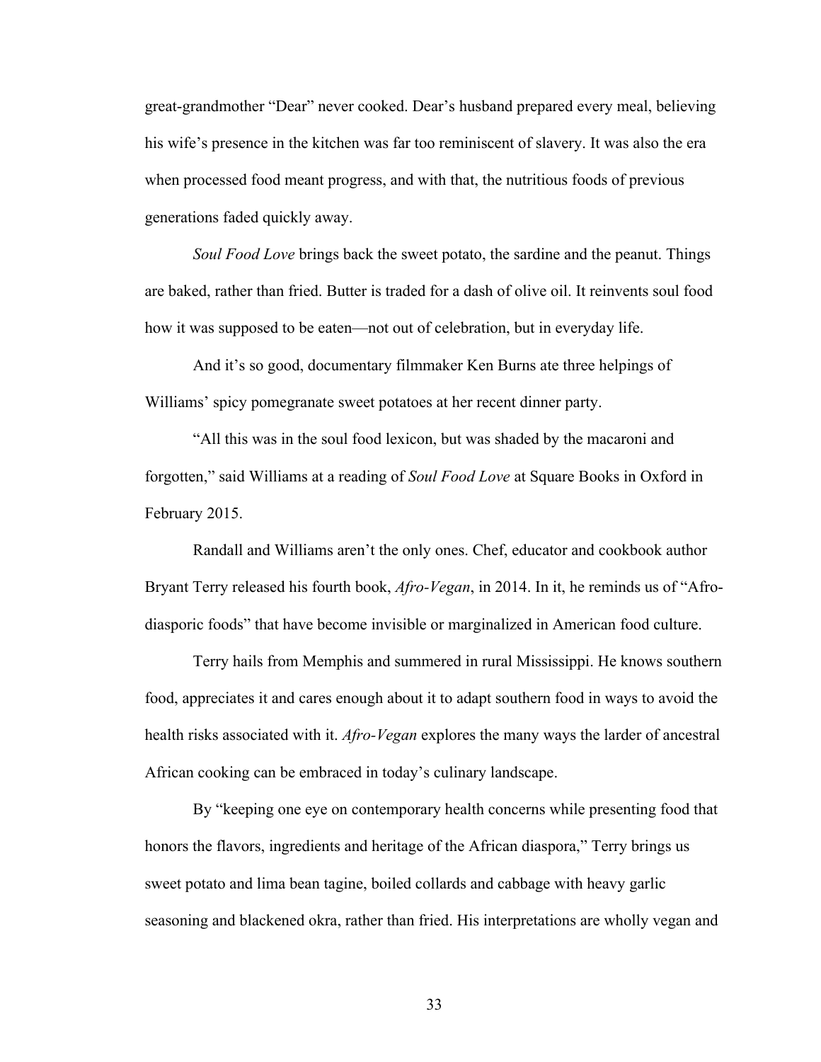great-grandmother “Dear” never cooked. Dear’s husband prepared every meal, believing his wife’s presence in the kitchen was far too reminiscent of slavery. It was also the era when processed food meant progress, and with that, the nutritious foods of previous generations faded quickly away.

*Soul Food Love* brings back the sweet potato, the sardine and the peanut. Things are baked, rather than fried. Butter is traded for a dash of olive oil. It reinvents soul food how it was supposed to be eaten—not out of celebration, but in everyday life.

And it’s so good, documentary filmmaker Ken Burns ate three helpings of Williams’ spicy pomegranate sweet potatoes at her recent dinner party.

“All this was in the soul food lexicon, but was shaded by the macaroni and forgotten,” said Williams at a reading of *Soul Food Love* at Square Books in Oxford in February 2015.

Randall and Williams aren’t the only ones. Chef, educator and cookbook author Bryant Terry released his fourth book, *Afro-Vegan*, in 2014. In it, he reminds us of “Afro-diasporic foods” that have become invisible or marginalized in American food culture.

Terry hails from Memphis and summered in rural Mississippi. He knows southern food, appreciates it and cares enough about it to adapt southern food in ways to avoid the health risks associated with it. *Afro-Vegan* explores the many ways the larder of ancestral African cooking can be embraced in today’s culinary landscape.

By “keeping one eye on contemporary health concerns while presenting food that honors the flavors, ingredients and heritage of the African diaspora,” Terry brings us sweet potato and lima bean tagine, boiled collards and cabbage with heavy garlic seasoning and blackened okra, rather than fried. His interpretations are wholly vegan and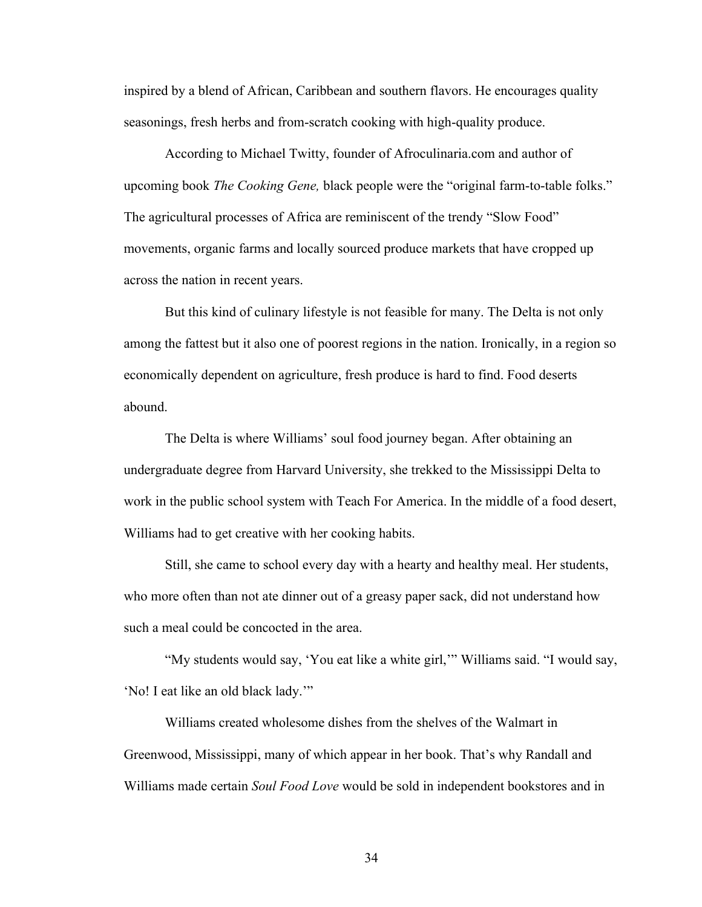inspired by a blend of African, Caribbean and southern flavors. He encourages quality seasonings, fresh herbs and from-scratch cooking with high-quality produce.

According to Michael Twitty, founder of Afroculinaria.com and author of upcoming book *The Cooking Gene,* black people were the "original farm-to-table folks." The agricultural processes of Africa are reminiscent of the trendy "Slow Food" movements, organic farms and locally sourced produce markets that have cropped up across the nation in recent years.

But this kind of culinary lifestyle is not feasible for many. The Delta is not only among the fattest but it also one of poorest regions in the nation. Ironically, in a region so economically dependent on agriculture, fresh produce is hard to find. Food deserts abound.

The Delta is where Williams' soul food journey began. After obtaining an undergraduate degree from Harvard University, she trekked to the Mississippi Delta to work in the public school system with Teach For America. In the middle of a food desert, Williams had to get creative with her cooking habits.

Still, she came to school every day with a hearty and healthy meal. Her students, who more often than not ate dinner out of a greasy paper sack, did not understand how such a meal could be concocted in the area.

"My students would say, 'You eat like a white girl,'" Williams said. "I would say, 'No! I eat like an old black lady.'"

Williams created wholesome dishes from the shelves of the Walmart in Greenwood, Mississippi, many of which appear in her book. That's why Randall and Williams made certain *Soul Food Love* would be sold in independent bookstores and in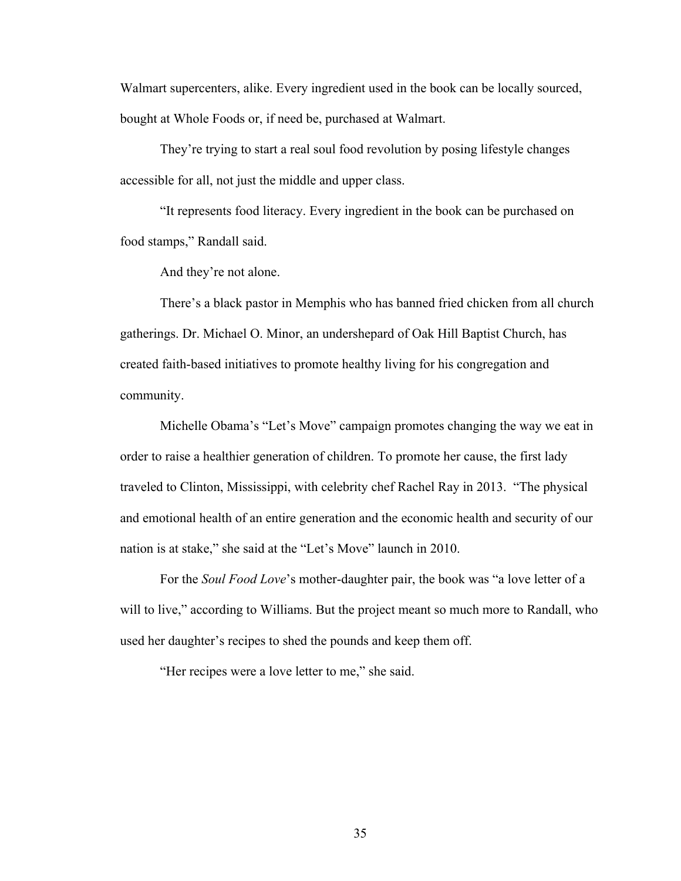Walmart supercenters, alike. Every ingredient used in the book can be locally sourced, bought at Whole Foods or, if need be, purchased at Walmart.

They're trying to start a real soul food revolution by posing lifestyle changes accessible for all, not just the middle and upper class.

"It represents food literacy. Every ingredient in the book can be purchased on food stamps," Randall said.

And they're not alone.

There's a black pastor in Memphis who has banned fried chicken from all church gatherings. Dr. Michael O. Minor, an undershepard of Oak Hill Baptist Church, has created faith-based initiatives to promote healthy living for his congregation and community.

Michelle Obama's "Let's Move" campaign promotes changing the way we eat in order to raise a healthier generation of children. To promote her cause, the first lady traveled to Clinton, Mississippi, with celebrity chef Rachel Ray in 2013. "The physical and emotional health of an entire generation and the economic health and security of our nation is at stake," she said at the "Let's Move" launch in 2010.

For the *Soul Food Love*'s mother-daughter pair, the book was "a love letter of a will to live," according to Williams. But the project meant so much more to Randall, who used her daughter's recipes to shed the pounds and keep them off.

"Her recipes were a love letter to me," she said.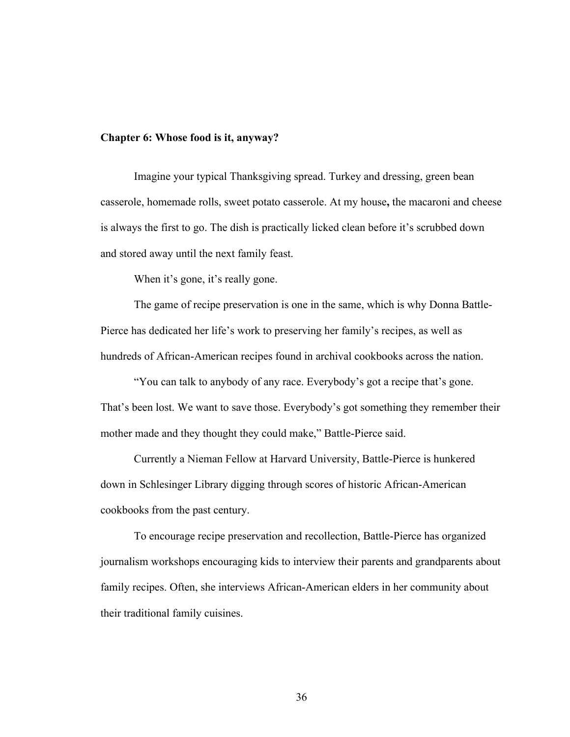**Chapter 6: Whose food is it, anyway?**

Imagine your typical Thanksgiving spread. Turkey and dressing, green bean casserole, homemade rolls, sweet potato casserole. At my house**,** the macaroni and cheese is always the first to go. The dish is practically licked clean before it's scrubbed down and stored away until the next family feast.

When it's gone, it's really gone.

The game of recipe preservation is one in the same, which is why Donna Battle-Pierce has dedicated her life's work to preserving her family's recipes, as well as hundreds of African-American recipes found in archival cookbooks across the nation.

"You can talk to anybody of any race. Everybody's got a recipe that's gone. That's been lost. We want to save those. Everybody's got something they remember their mother made and they thought they could make," Battle-Pierce said.

Currently a Nieman Fellow at Harvard University, Battle-Pierce is hunkered down in Schlesinger Library digging through scores of historic African-American cookbooks from the past century.

To encourage recipe preservation and recollection, Battle-Pierce has organized journalism workshops encouraging kids to interview their parents and grandparents about family recipes. Often, she interviews African-American elders in her community about their traditional family cuisines.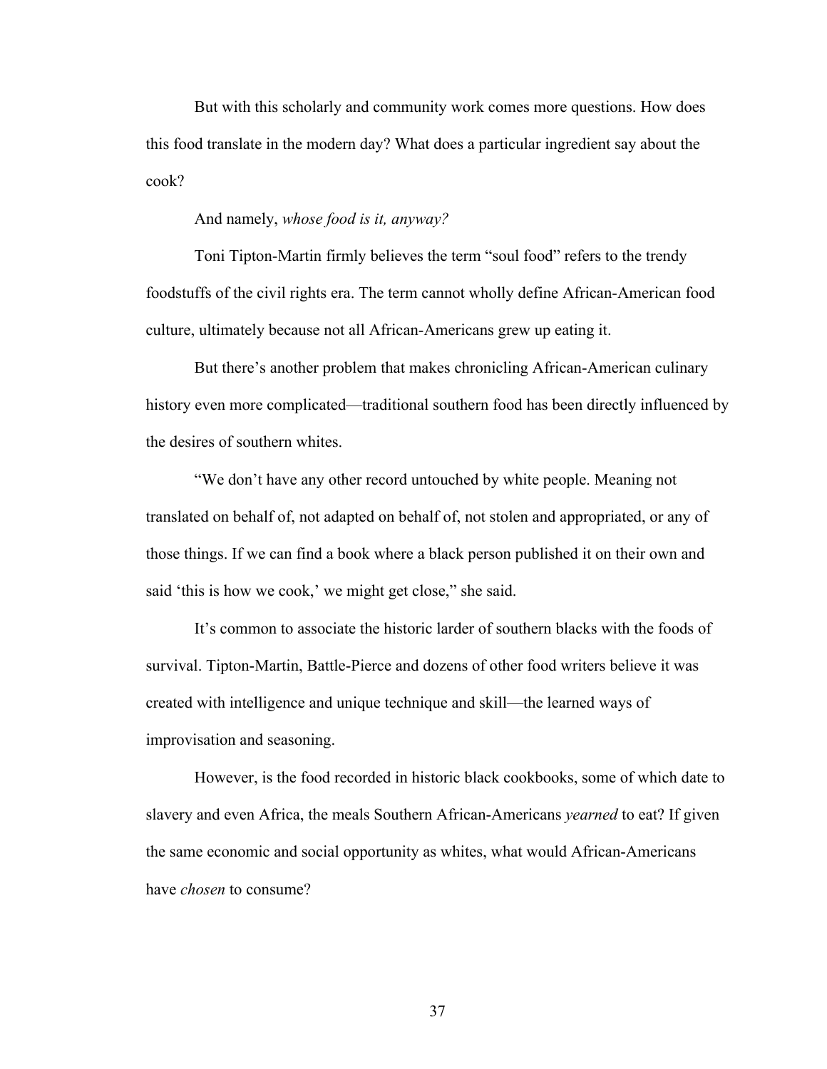But with this scholarly and community work comes more questions. How does this food translate in the modern day? What does a particular ingredient say about the cook?

And namely, *whose food is it, anyway?*

Toni Tipton-Martin firmly believes the term "soul food" refers to the trendy foodstuffs of the civil rights era. The term cannot wholly define African-American food culture, ultimately because not all African-Americans grew up eating it.

But there's another problem that makes chronicling African-American culinary history even more complicated—traditional southern food has been directly influenced by the desires of southern whites.

"We don't have any other record untouched by white people. Meaning not translated on behalf of, not adapted on behalf of, not stolen and appropriated, or any of those things. If we can find a book where a black person published it on their own and said 'this is how we cook,' we might get close," she said.

It's common to associate the historic larder of southern blacks with the foods of survival. Tipton-Martin, Battle-Pierce and dozens of other food writers believe it was created with intelligence and unique technique and skill—the learned ways of improvisation and seasoning.

However, is the food recorded in historic black cookbooks, some of which date to slavery and even Africa, the meals Southern African-Americans *yearned* to eat? If given the same economic and social opportunity as whites, what would African-Americans have *chosen* to consume?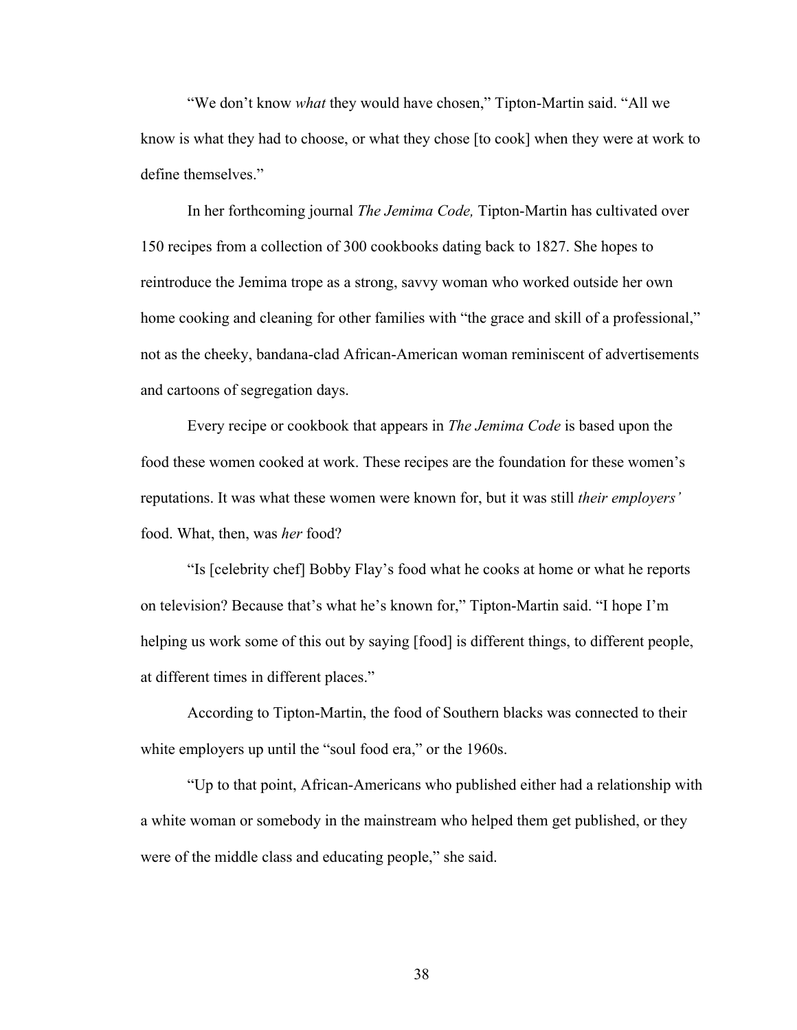"We don't know *what* they would have chosen," Tipton-Martin said. "All we know is what they had to choose, or what they chose [to cook] when they were at work to define themselves."

In her forthcoming journal *The Jemima Code,* Tipton-Martin has cultivated over 150 recipes from a collection of 300 cookbooks dating back to 1827. She hopes to reintroduce the Jemima trope as a strong, savvy woman who worked outside her own home cooking and cleaning for other families with "the grace and skill of a professional," not as the cheeky, bandana-clad African-American woman reminiscent of advertisements and cartoons of segregation days.

Every recipe or cookbook that appears in *The Jemima Code* is based upon the food these women cooked at work. These recipes are the foundation for these women's reputations. It was what these women were known for, but it was still *their employers'* food. What, then, was *her* food?

"Is [celebrity chef] Bobby Flay's food what he cooks at home or what he reports on television? Because that's what he's known for," Tipton-Martin said. "I hope I'm helping us work some of this out by saying [food] is different things, to different people, at different times in different places."

According to Tipton-Martin, the food of Southern blacks was connected to their white employers up until the "soul food era," or the 1960s.

"Up to that point, African-Americans who published either had a relationship with a white woman or somebody in the mainstream who helped them get published, or they were of the middle class and educating people," she said.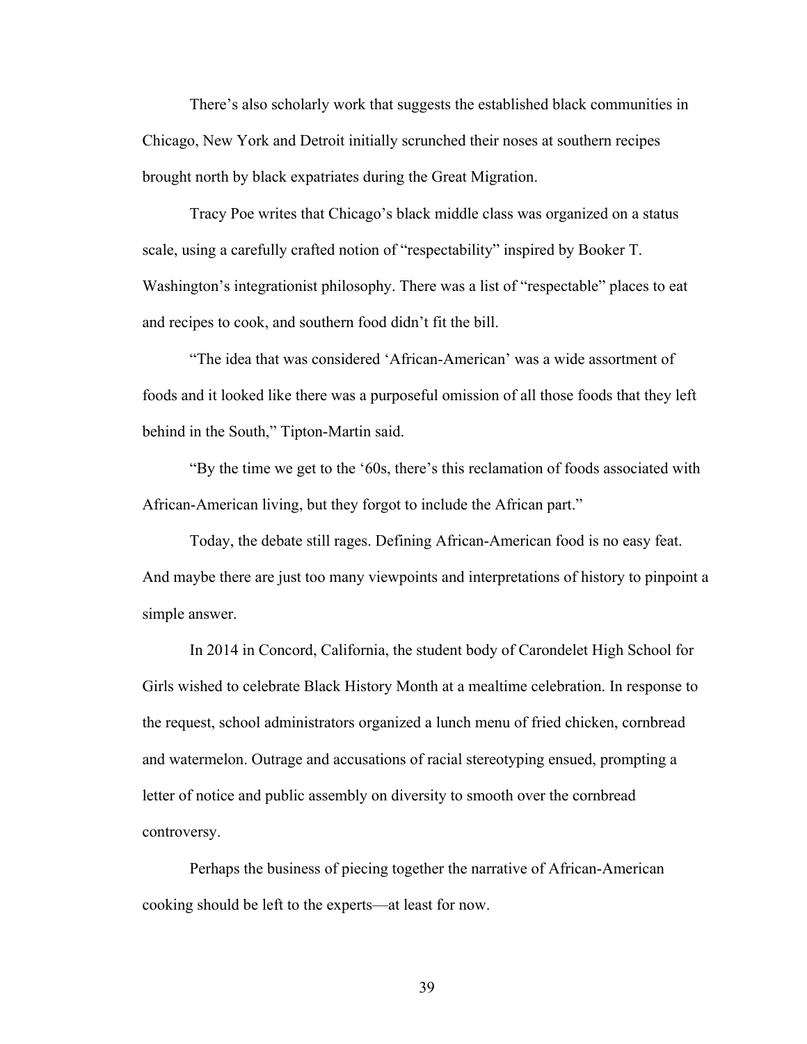There's also scholarly work that suggests the established black communities in Chicago, New York and Detroit initially scrunched their noses at southern recipes brought north by black expatriates during the Great Migration.

Tracy Poe writes that Chicago's black middle class was organized on a status scale, using a carefully crafted notion of "respectability" inspired by Booker T. Washington's integrationist philosophy. There was a list of "respectable" places to eat and recipes to cook, and southern food didn't fit the bill.

"The idea that was considered 'African-American' was a wide assortment of foods and it looked like there was a purposeful omission of all those foods that they left behind in the South," Tipton-Martin said.

"By the time we get to the '60s, there's this reclamation of foods associated with African-American living, but they forgot to include the African part."

Today, the debate still rages. Defining African-American food is no easy feat. And maybe there are just too many viewpoints and interpretations of history to pinpoint a simple answer.

In 2014 in Concord, California, the student body of Carondelet High School for Girls wished to celebrate Black History Month at a mealtime celebration. In response to the request, school administrators organized a lunch menu of fried chicken, cornbread and watermelon. Outrage and accusations of racial stereotyping ensued, prompting a letter of notice and public assembly on diversity to smooth over the cornbread controversy.

Perhaps the business of piecing together the narrative of African-American cooking should be left to the experts—at least for now.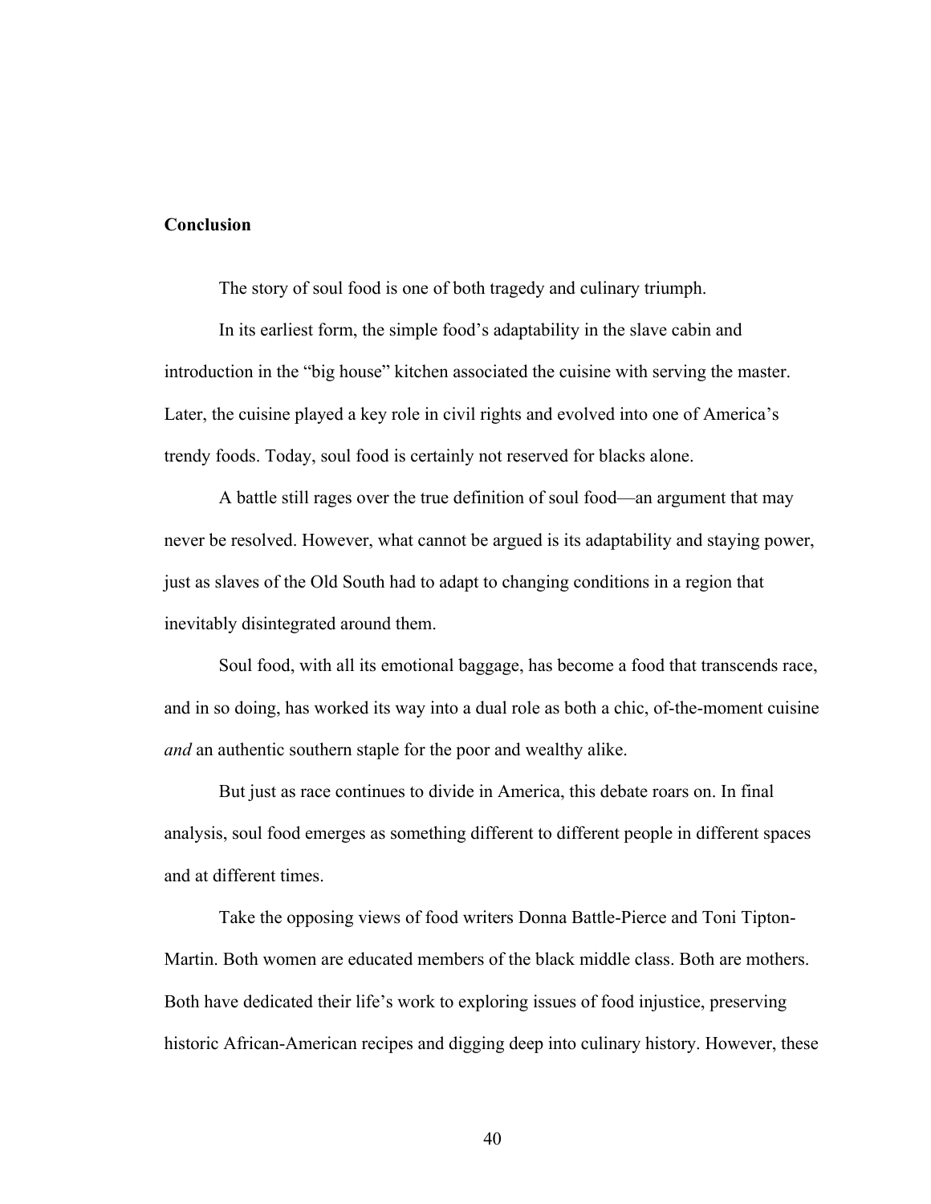## Conclusion

The story of soul food is one of both tragedy and culinary triumph.

In its earliest form, the simple food's adaptability in the slave cabin and introduction in the "big house" kitchen associated the cuisine with serving the master. Later, the cuisine played a key role in civil rights and evolved into one of America's trendy foods. Today, soul food is certainly not reserved for blacks alone.

A battle still rages over the true definition of soul food—an argument that may never be resolved. However, what cannot be argued is its adaptability and staying power, just as slaves of the Old South had to adapt to changing conditions in a region that inevitably disintegrated around them.

Soul food, with all its emotional baggage, has become a food that transcends race, and in so doing, has worked its way into a dual role as both a chic, of-the-moment cuisine *and* an authentic southern staple for the poor and wealthy alike.

But just as race continues to divide in America, this debate roars on. In final analysis, soul food emerges as something different to different people in different spaces and at different times.

Take the opposing views of food writers Donna Battle-Pierce and Toni Tipton-Martin. Both women are educated members of the black middle class. Both are mothers. Both have dedicated their life's work to exploring issues of food injustice, preserving historic African-American recipes and digging deep into culinary history. However, these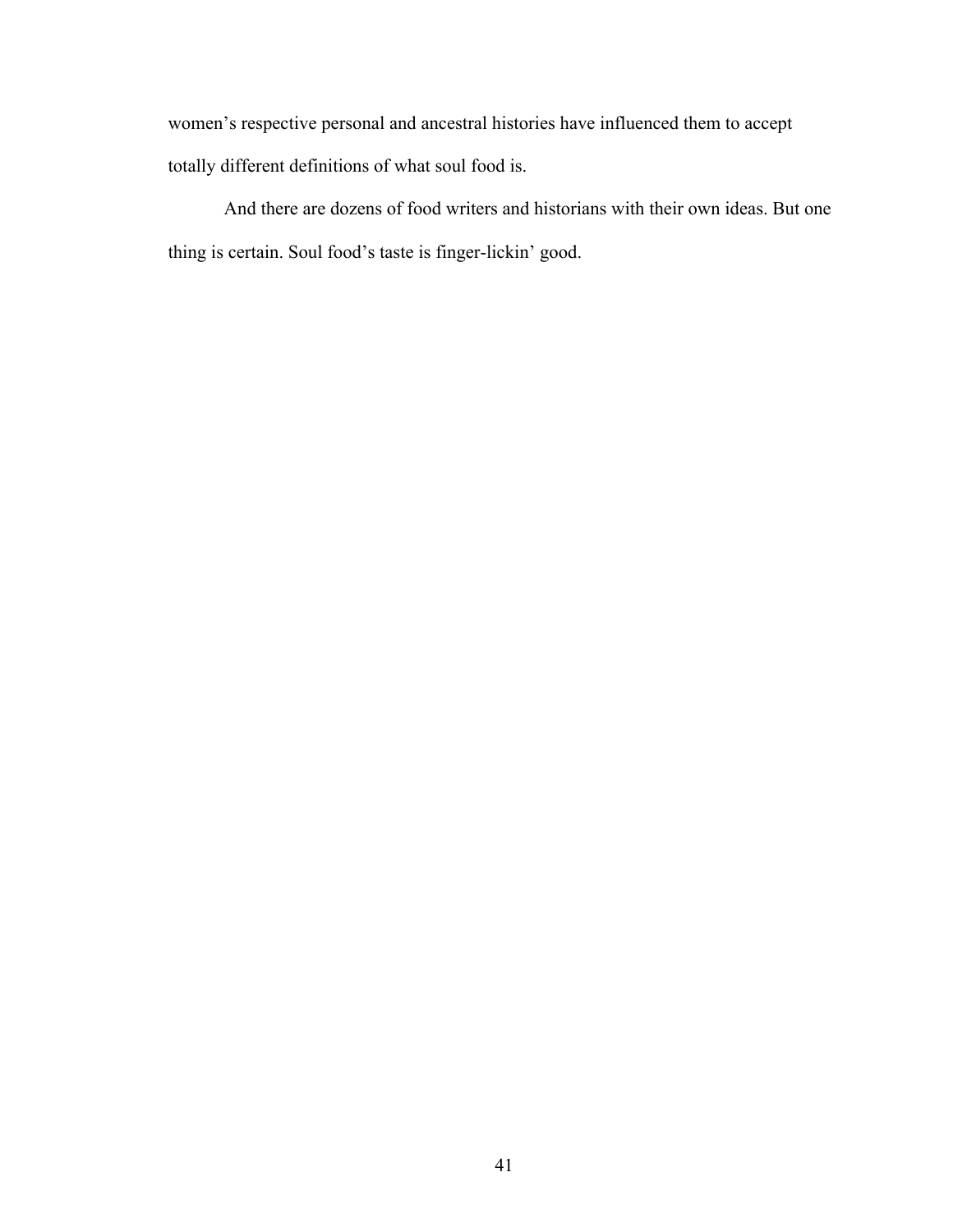women's respective personal and ancestral histories have influenced them to accept totally different definitions of what soul food is.

And there are dozens of food writers and historians with their own ideas. But one thing is certain. Soul food's taste is finger-lickin' good.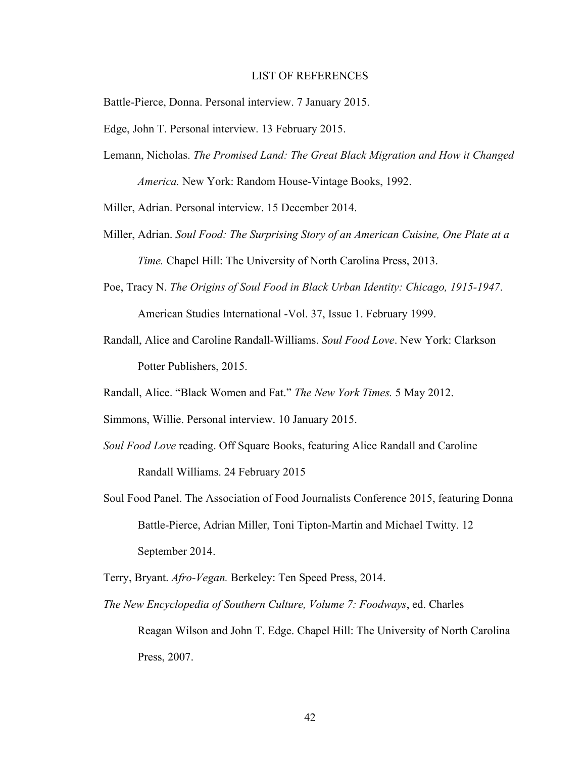# LIST OF REFERENCES

Battle-Pierce, Donna. Personal interview. 7 January 2015.

Edge, John T. Personal interview. 13 February 2015.

Lemann, Nicholas. *The Promised Land: The Great Black Migration and How it Changed America.* New York: Random House-Vintage Books, 1992.

Miller, Adrian. Personal interview. 15 December 2014.

Miller, Adrian. *Soul Food: The Surprising Story of an American Cuisine, One Plate at a Time.* Chapel Hill: The University of North Carolina Press, 2013.

Poe, Tracy N. *The Origins of Soul Food in Black Urban Identity: Chicago, 1915-1947*. American Studies International -Vol. 37, Issue 1. February 1999.

Randall, Alice and Caroline Randall-Williams. *Soul Food Love*. New York: Clarkson Potter Publishers, 2015.

Randall, Alice. "Black Women and Fat." *The New York Times.* 5 May 2012.

Simmons, Willie. Personal interview. 10 January 2015.

*Soul Food Love* reading. Off Square Books, featuring Alice Randall and Caroline Randall Williams. 24 February 2015

Soul Food Panel. The Association of Food Journalists Conference 2015, featuring Donna Battle-Pierce, Adrian Miller, Toni Tipton-Martin and Michael Twitty. 12 September 2014.

Terry, Bryant. *Afro-Vegan.* Berkeley: Ten Speed Press, 2014.

*The New Encyclopedia of Southern Culture, Volume 7: Foodways*, ed. Charles Reagan Wilson and John T. Edge. Chapel Hill: The University of North Carolina Press, 2007.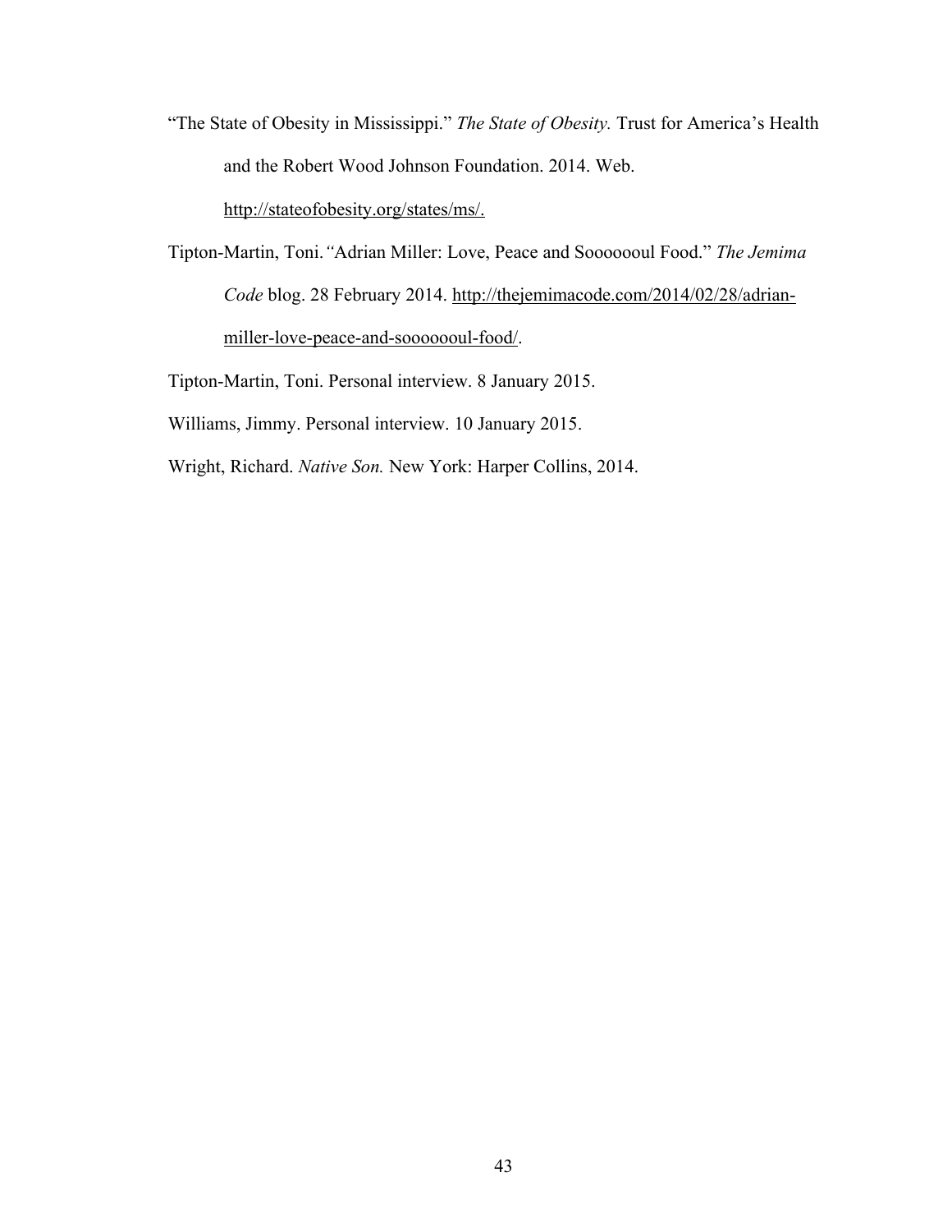"The State of Obesity in Mississippi." *The State of Obesity.* Trust for America's Health and the Robert Wood Johnson Foundation. 2014. Web. http://stateofobesity.org/states/ms/.

Tipton-Martin, Toni. "Adrian Miller: Love, Peace and Sooooooul Food." *The Jemima Code* blog. 28 February 2014. http://thejemimacode.com/2014/02/28/adrian-miller-love-peace-and-sooooooul-food/.

Tipton-Martin, Toni. Personal interview. 8 January 2015.

Williams, Jimmy. Personal interview. 10 January 2015.

Wright, Richard. *Native Son.* New York: Harper Collins, 2014.